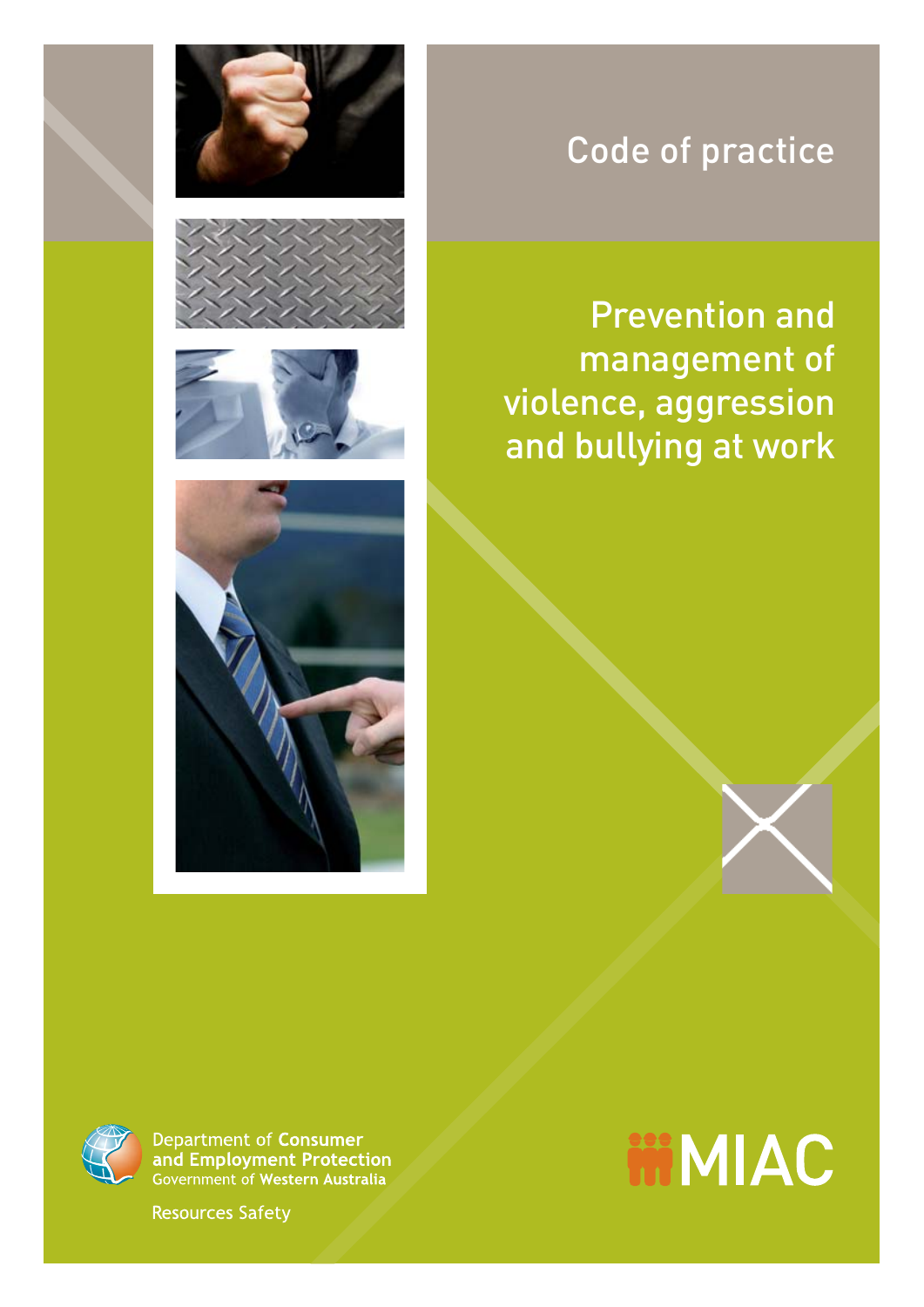Code of practice

# Prevention and management of violence, aggression and bullying at work

Department of **Consumer and Employment Protection**
Government of **Western Australia**

Resources Safety

MIAC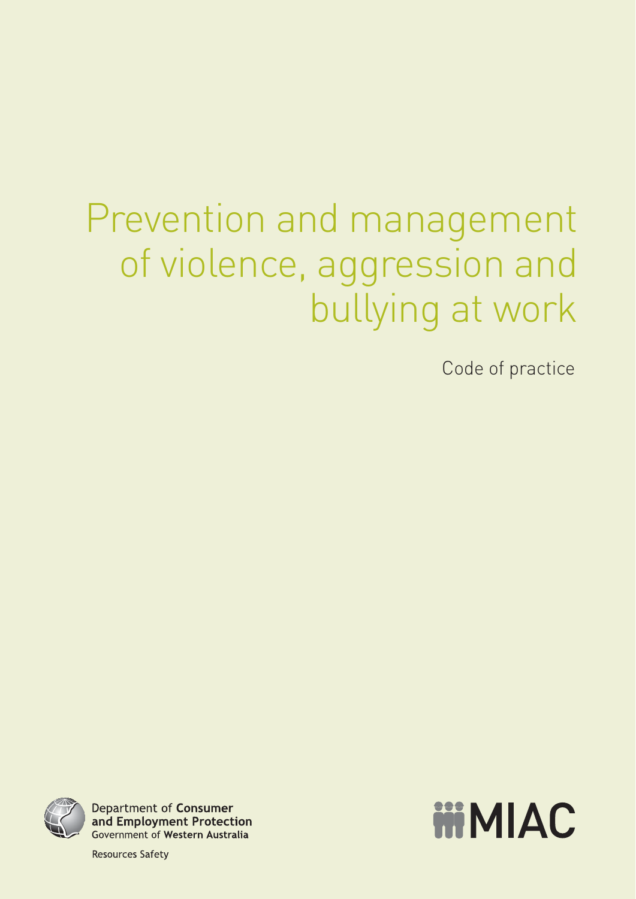# Prevention and management of violence, aggression and bullying at work

Code of practice

Department of **Consumer and Employment Protection**
Government of **Western Australia**

Resources Safety

MIAC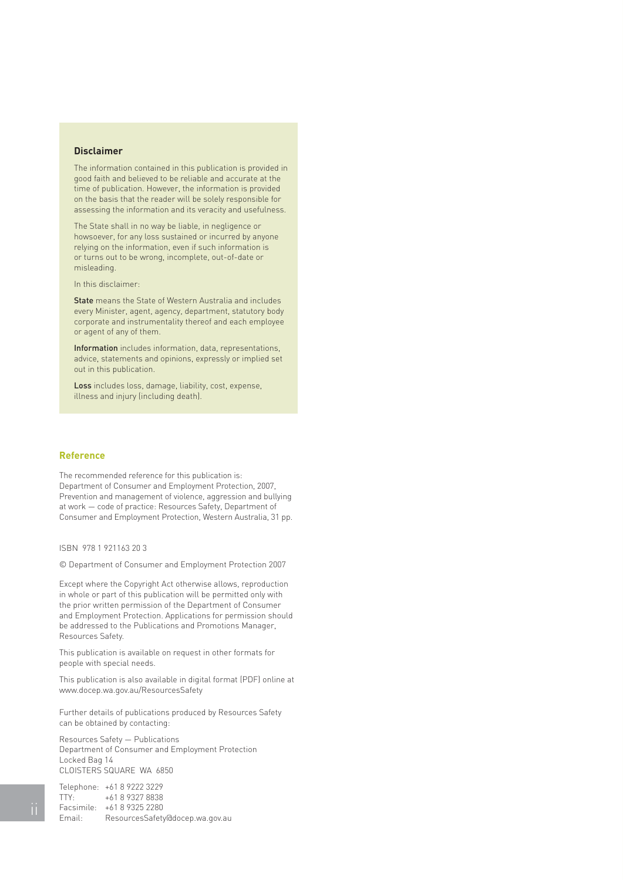## Disclaimer

The information contained in this publication is provided in good faith and believed to be reliable and accurate at the time of publication. However, the information is provided on the basis that the reader will be solely responsible for assessing the information and its veracity and usefulness.

The State shall in no way be liable, in negligence or howsoever, for any loss sustained or incurred by anyone relying on the information, even if such information is or turns out to be wrong, incomplete, out-of-date or misleading.

In this disclaimer:

**State** means the State of Western Australia and includes every Minister, agent, agency, department, statutory body corporate and instrumentality thereof and each employee or agent of any of them.

**Information** includes information, data, representations, advice, statements and opinions, expressly or implied set out in this publication.

**Loss** includes loss, damage, liability, cost, expense, illness and injury (including death).

## Reference

The recommended reference for this publication is:
Department of Consumer and Employment Protection, 2007, Prevention and management of violence, aggression and bullying at work — code of practice: Resources Safety, Department of Consumer and Employment Protection, Western Australia, 31 pp.

ISBN 978 1 921163 20 3

© Department of Consumer and Employment Protection 2007

Except where the Copyright Act otherwise allows, reproduction in whole or part of this publication will be permitted only with the prior written permission of the Department of Consumer and Employment Protection. Applications for permission should be addressed to the Publications and Promotions Manager, Resources Safety.

This publication is available on request in other formats for people with special needs.

This publication is also available in digital format (PDF) online at www.docep.wa.gov.au/ResourcesSafety

Further details of publications produced by Resources Safety can be obtained by contacting:

Resources Safety — Publications
Department of Consumer and Employment Protection
Locked Bag 14
CLOISTERS SQUARE WA 6850

Telephone: +61 8 9222 3229
TTY: +61 8 9327 8838
Facsimile: +61 8 9325 2280
Email: ResourcesSafety@docep.wa.gov.au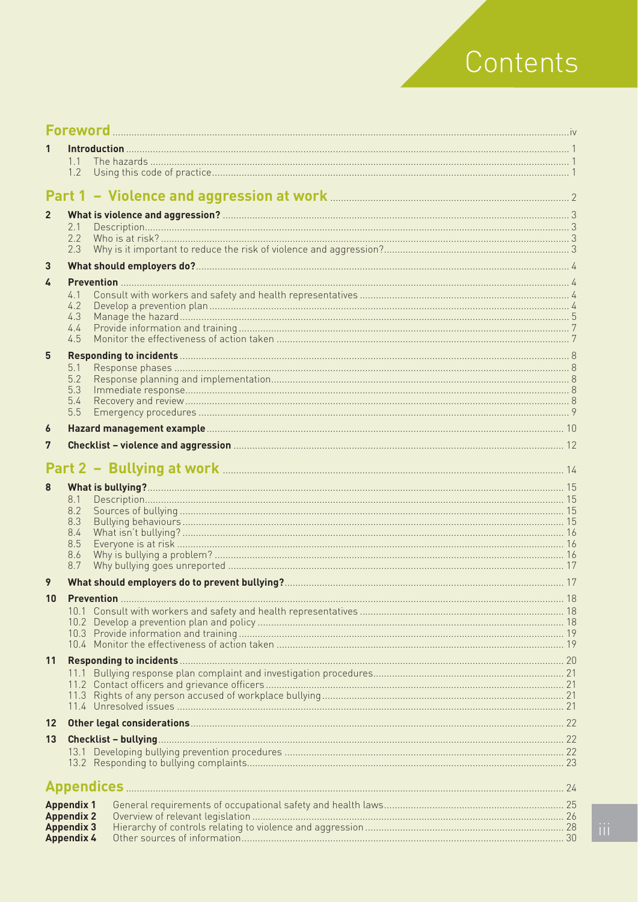# Contents

**Foreword** ... iv

**1 Introduction** ... 1
- 1.1 The hazards ... 1
- 1.2 Using this code of practice ... 1

## Part 1 – Violence and aggression at work ... 2

**2 What is violence and aggression?** ... 3
- 2.1 Description ... 3
- 2.2 Who is at risk? ... 3
- 2.3 Why is it important to reduce the risk of violence and aggression? ... 3

**3 What should employers do?** ... 4

**4 Prevention** ... 4
- 4.1 Consult with workers and safety and health representatives ... 4
- 4.2 Develop a prevention plan ... 4
- 4.3 Manage the hazard ... 5
- 4.4 Provide information and training ... 7
- 4.5 Monitor the effectiveness of action taken ... 7

**5 Responding to incidents** ... 8
- 5.1 Response phases ... 8
- 5.2 Response planning and implementation ... 8
- 5.3 Immediate response ... 8
- 5.4 Recovery and review ... 8
- 5.5 Emergency procedures ... 9

**6 Hazard management example** ... 10

**7 Checklist – violence and aggression** ... 12

## Part 2 – Bullying at work ... 14

**8 What is bullying?** ... 15
- 8.1 Description ... 15
- 8.2 Sources of bullying ... 15
- 8.3 Bullying behaviours ... 15
- 8.4 What isn't bullying? ... 16
- 8.5 Everyone is at risk ... 16
- 8.6 Why is bullying a problem? ... 16
- 8.7 Why bullying goes unreported ... 17

**9 What should employers do to prevent bullying?** ... 17

**10 Prevention** ... 18
- 10.1 Consult with workers and safety and health representatives ... 18
- 10.2 Develop a prevention plan and policy ... 18
- 10.3 Provide information and training ... 19
- 10.4 Monitor the effectiveness of action taken ... 19

**11 Responding to incidents** ... 20
- 11.1 Bullying response plan complaint and investigation procedures ... 21
- 11.2 Contact officers and grievance officers ... 21
- 11.3 Rights of any person accused of workplace bullying ... 21
- 11.4 Unresolved issues ... 21

**12 Other legal considerations** ... 22

**13 Checklist – bullying** ... 22
- 13.1 Developing bullying prevention procedures ... 22
- 13.2 Responding to bullying complaints ... 23

## Appendices ... 24

- **Appendix 1** General requirements of occupational safety and health laws ... 25
- **Appendix 2** Overview of relevant legislation ... 26
- **Appendix 3** Hierarchy of controls relating to violence and aggression ... 28
- **Appendix 4** Other sources of information ... 30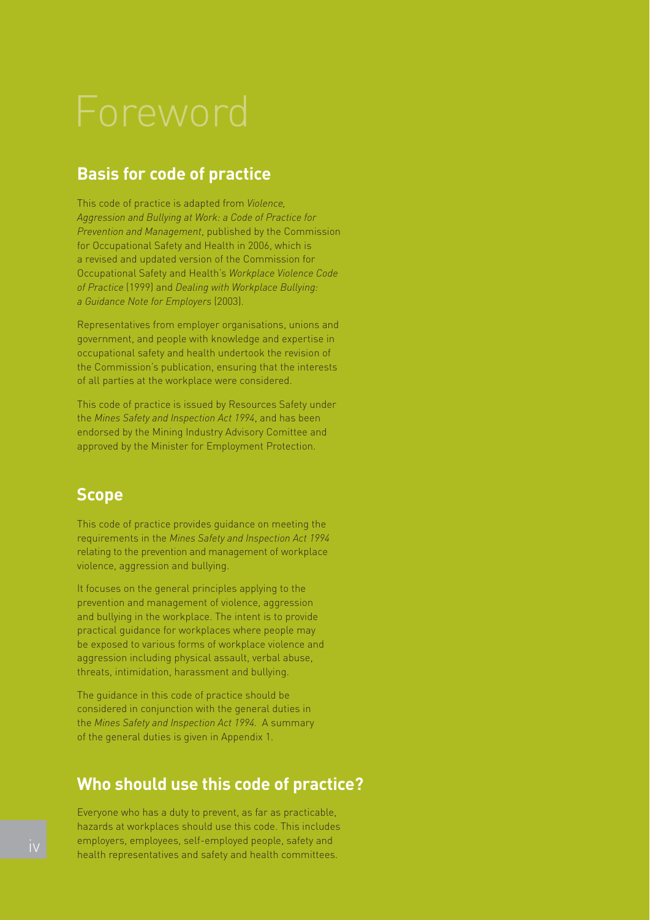# Foreword

## Basis for code of practice

This code of practice is adapted from *Violence, Aggression and Bullying at Work: a Code of Practice for Prevention and Management*, published by the Commission for Occupational Safety and Health in 2006, which is a revised and updated version of the Commission for Occupational Safety and Health's *Workplace Violence Code of Practice* (1999) and *Dealing with Workplace Bullying: a Guidance Note for Employers* (2003).

Representatives from employer organisations, unions and government, and people with knowledge and expertise in occupational safety and health undertook the revision of the Commission's publication, ensuring that the interests of all parties at the workplace were considered.

This code of practice is issued by Resources Safety under the *Mines Safety and Inspection Act 1994*, and has been endorsed by the Mining Industry Advisory Comittee and approved by the Minister for Employment Protection.

## Scope

This code of practice provides guidance on meeting the requirements in the *Mines Safety and Inspection Act 1994* relating to the prevention and management of workplace violence, aggression and bullying.

It focuses on the general principles applying to the prevention and management of violence, aggression and bullying in the workplace. The intent is to provide practical guidance for workplaces where people may be exposed to various forms of workplace violence and aggression including physical assault, verbal abuse, threats, intimidation, harassment and bullying.

The guidance in this code of practice should be considered in conjunction with the general duties in the *Mines Safety and Inspection Act 1994*. A summary of the general duties is given in Appendix 1.

## Who should use this code of practice?

Everyone who has a duty to prevent, as far as practicable, hazards at workplaces should use this code. This includes employers, employees, self-employed people, safety and health representatives and safety and health committees.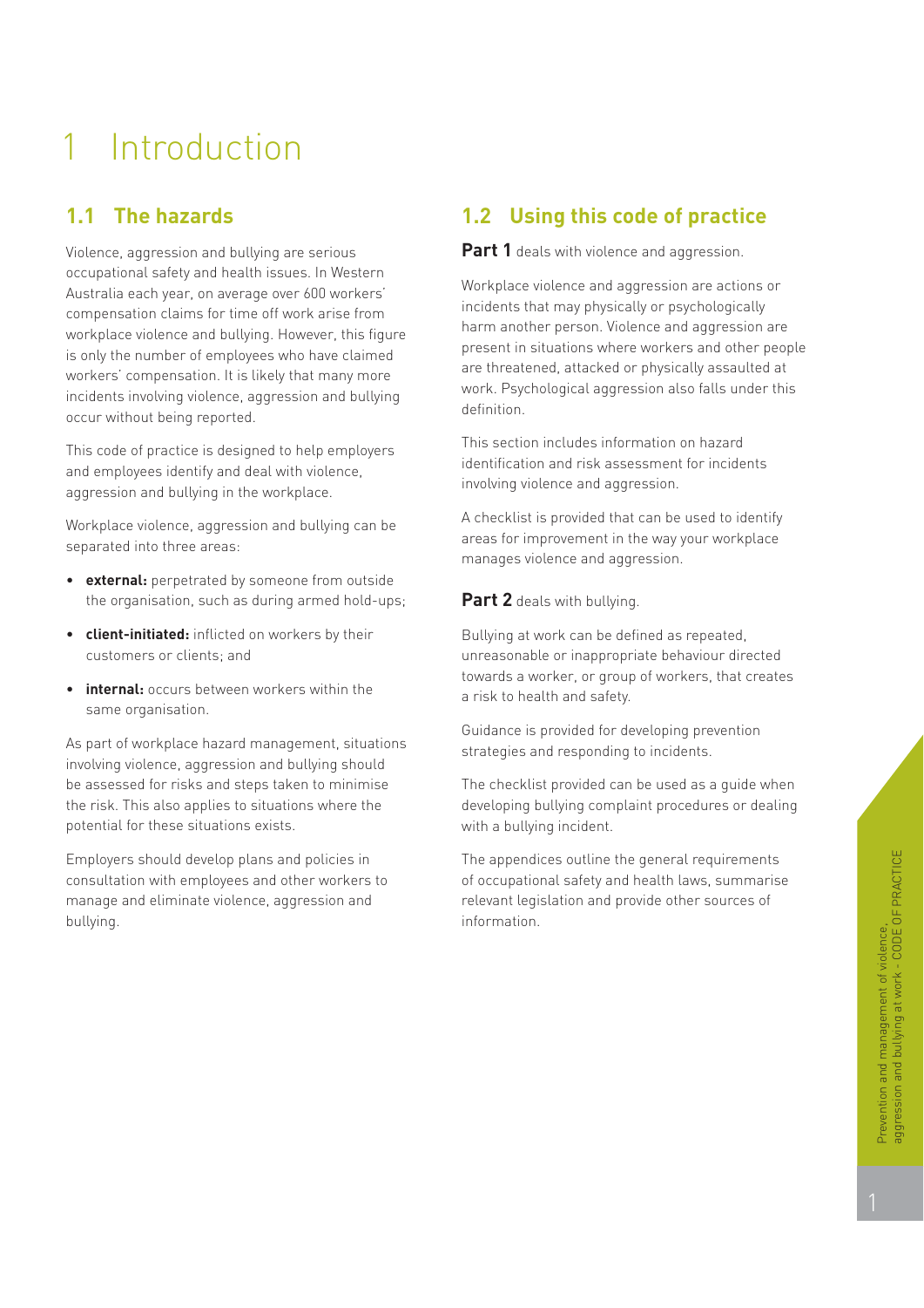# 1 Introduction

## 1.1 The hazards

Violence, aggression and bullying are serious occupational safety and health issues. In Western Australia each year, on average over 600 workers' compensation claims for time off work arise from workplace violence and bullying. However, this figure is only the number of employees who have claimed workers' compensation. It is likely that many more incidents involving violence, aggression and bullying occur without being reported.

This code of practice is designed to help employers and employees identify and deal with violence, aggression and bullying in the workplace.

Workplace violence, aggression and bullying can be separated into three areas:

- **external:** perpetrated by someone from outside the organisation, such as during armed hold-ups;
- **client-initiated:** inflicted on workers by their customers or clients; and
- **internal:** occurs between workers within the same organisation.

As part of workplace hazard management, situations involving violence, aggression and bullying should be assessed for risks and steps taken to minimise the risk. This also applies to situations where the potential for these situations exists.

Employers should develop plans and policies in consultation with employees and other workers to manage and eliminate violence, aggression and bullying.

## 1.2 Using this code of practice

**Part 1** deals with violence and aggression.

Workplace violence and aggression are actions or incidents that may physically or psychologically harm another person. Violence and aggression are present in situations where workers and other people are threatened, attacked or physically assaulted at work. Psychological aggression also falls under this definition.

This section includes information on hazard identification and risk assessment for incidents involving violence and aggression.

A checklist is provided that can be used to identify areas for improvement in the way your workplace manages violence and aggression.

**Part 2** deals with bullying.

Bullying at work can be defined as repeated, unreasonable or inappropriate behaviour directed towards a worker, or group of workers, that creates a risk to health and safety.

Guidance is provided for developing prevention strategies and responding to incidents.

The checklist provided can be used as a guide when developing bullying complaint procedures or dealing with a bullying incident.

The appendices outline the general requirements of occupational safety and health laws, summarise relevant legislation and provide other sources of information.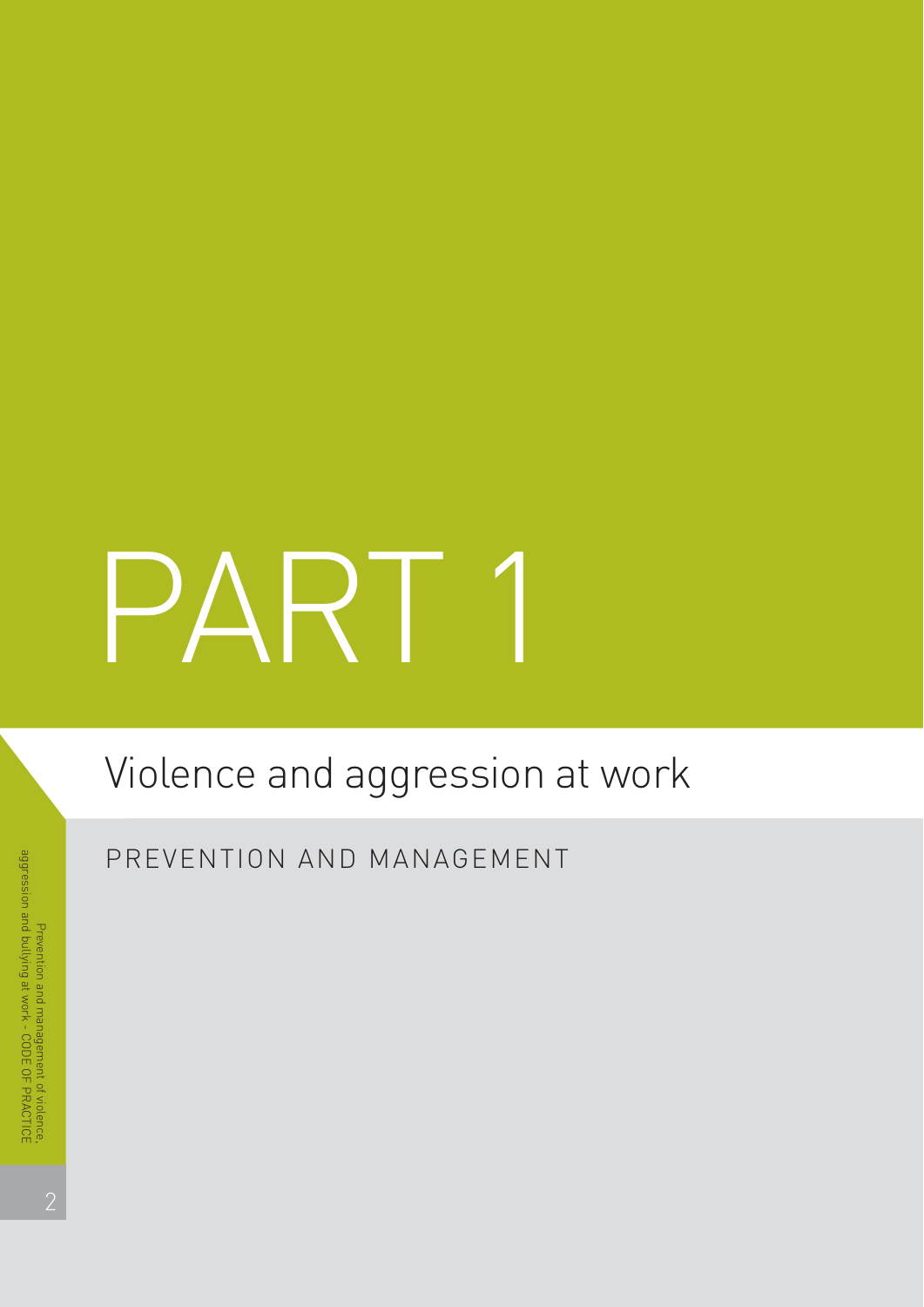# PART 1

## Violence and aggression at work

PREVENTION AND MANAGEMENT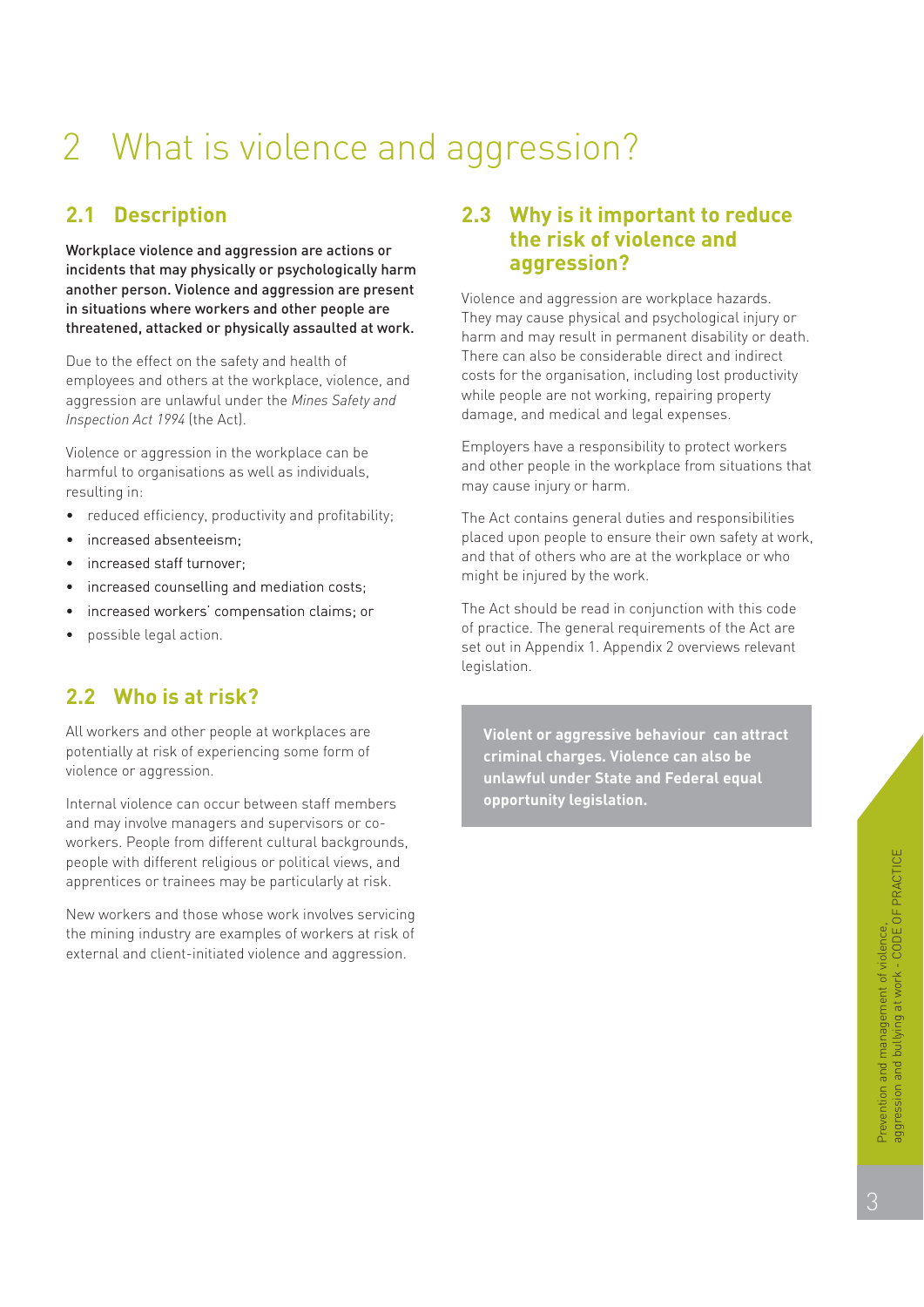# 2 What is violence and aggression?

## 2.1 Description

Workplace violence and aggression are actions or incidents that may physically or psychologically harm another person. Violence and aggression are present in situations where workers and other people are threatened, attacked or physically assaulted at work.

Due to the effect on the safety and health of employees and others at the workplace, violence, and aggression are unlawful under the *Mines Safety and Inspection Act 1994* (the Act).

Violence or aggression in the workplace can be harmful to organisations as well as individuals, resulting in:

- reduced efficiency, productivity and profitability;
- increased absenteeism;
- increased staff turnover;
- increased counselling and mediation costs;
- increased workers' compensation claims; or
- possible legal action.

## 2.2 Who is at risk?

All workers and other people at workplaces are potentially at risk of experiencing some form of violence or aggression.

Internal violence can occur between staff members and may involve managers and supervisors or co-workers. People from different cultural backgrounds, people with different religious or political views, and apprentices or trainees may be particularly at risk.

New workers and those whose work involves servicing the mining industry are examples of workers at risk of external and client-initiated violence and aggression.

## 2.3 Why is it important to reduce the risk of violence and aggression?

Violence and aggression are workplace hazards. They may cause physical and psychological injury or harm and may result in permanent disability or death. There can also be considerable direct and indirect costs for the organisation, including lost productivity while people are not working, repairing property damage, and medical and legal expenses.

Employers have a responsibility to protect workers and other people in the workplace from situations that may cause injury or harm.

The Act contains general duties and responsibilities placed upon people to ensure their own safety at work, and that of others who are at the workplace or who might be injured by the work.

The Act should be read in conjunction with this code of practice. The general requirements of the Act are set out in Appendix 1. Appendix 2 overviews relevant legislation.

**Violent or aggressive behaviour can attract criminal charges. Violence can also be unlawful under State and Federal equal opportunity legislation.**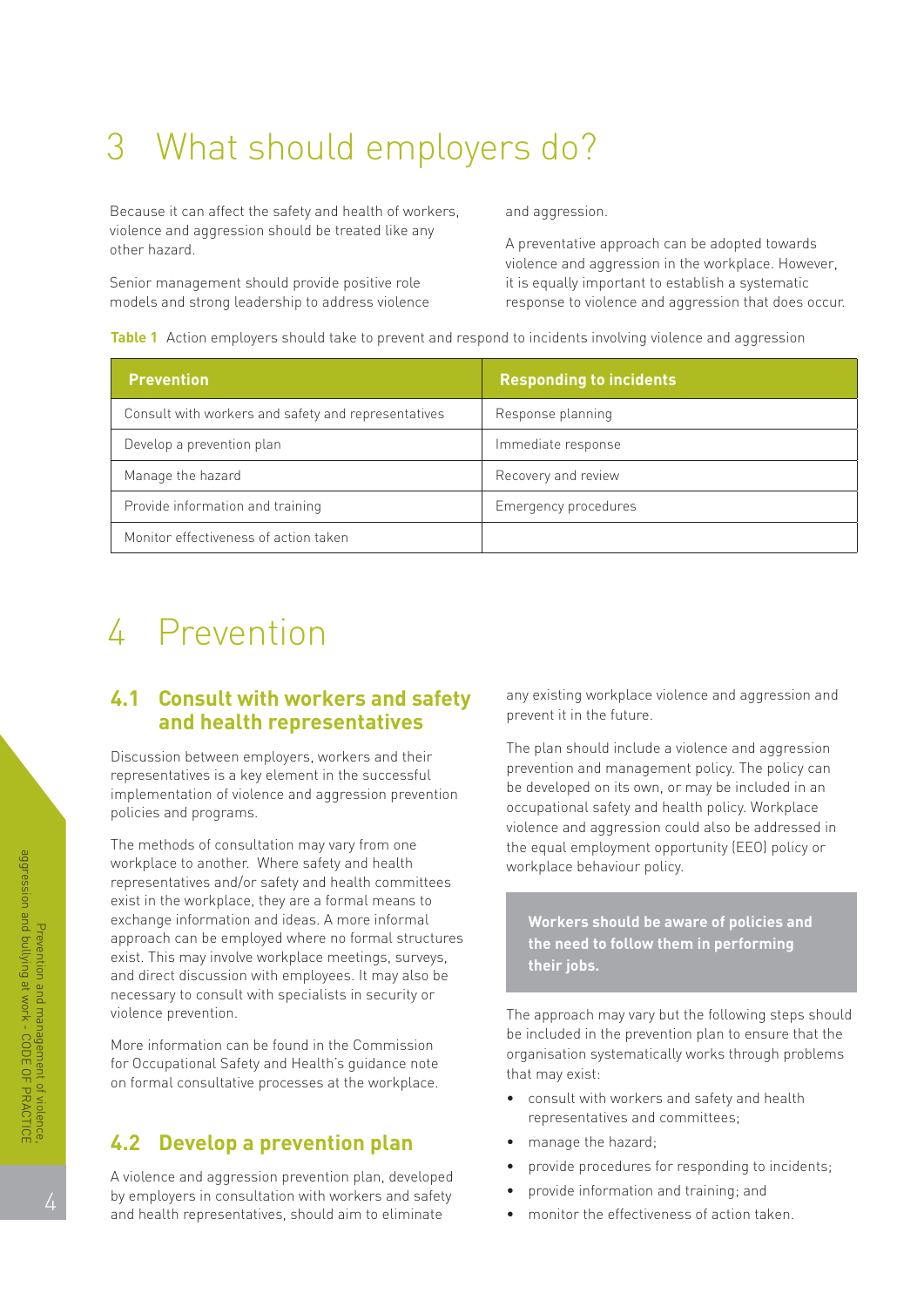# 3 What should employers do?

Because it can affect the safety and health of workers, violence and aggression should be treated like any other hazard.

Senior management should provide positive role models and strong leadership to address violence and aggression.

A preventative approach can be adopted towards violence and aggression in the workplace. However, it is equally important to establish a systematic response to violence and aggression that does occur.

**Table 1** Action employers should take to prevent and respond to incidents involving violence and aggression

| Prevention | Responding to incidents |
|---|---|
| Consult with workers and safety and representatives | Response planning |
| Develop a prevention plan | Immediate response |
| Manage the hazard | Recovery and review |
| Provide information and training | Emergency procedures |
| Monitor effectiveness of action taken | |

# 4 Prevention

## 4.1 Consult with workers and safety and health representatives

Discussion between employers, workers and their representatives is a key element in the successful implementation of violence and aggression prevention policies and programs.

The methods of consultation may vary from one workplace to another. Where safety and health representatives and/or safety and health committees exist in the workplace, they are a formal means to exchange information and ideas. A more informal approach can be employed where no formal structures exist. This may involve workplace meetings, surveys, and direct discussion with employees. It may also be necessary to consult with specialists in security or violence prevention.

More information can be found in the Commission for Occupational Safety and Health's guidance note on formal consultative processes at the workplace.

## 4.2 Develop a prevention plan

A violence and aggression prevention plan, developed by employers in consultation with workers and safety and health representatives, should aim to eliminate any existing workplace violence and aggression and prevent it in the future.

The plan should include a violence and aggression prevention and management policy. The policy can be developed on its own, or may be included in an occupational safety and health policy. Workplace violence and aggression could also be addressed in the equal employment opportunity (EEO) policy or workplace behaviour policy.

**Workers should be aware of policies and the need to follow them in performing their jobs.**

The approach may vary but the following steps should be included in the prevention plan to ensure that the organisation systematically works through problems that may exist:

- consult with workers and safety and health representatives and committees;
- manage the hazard;
- provide procedures for responding to incidents;
- provide information and training; and
- monitor the effectiveness of action taken.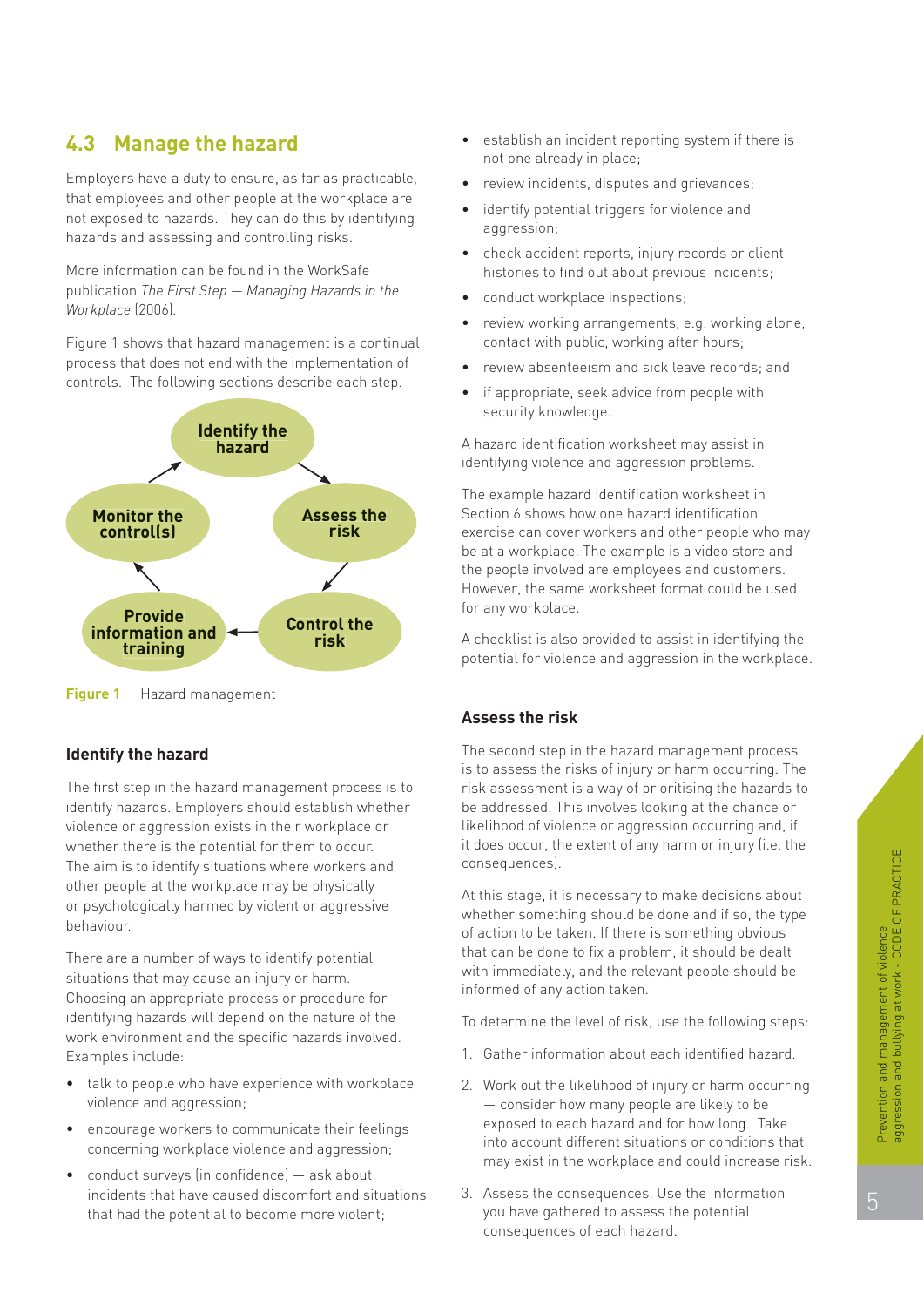## 4.3 Manage the hazard

Employers have a duty to ensure, as far as practicable, that employees and other people at the workplace are not exposed to hazards. They can do this by identifying hazards and assessing and controlling risks.

More information can be found in the WorkSafe publication *The First Step — Managing Hazards in the Workplace* (2006).

Figure 1 shows that hazard management is a continual process that does not end with the implementation of controls. The following sections describe each step.

Identify the hazard → Assess the risk → Control the risk → Provide information and training → Monitor the control(s) → Identify the hazard

**Figure 1** Hazard management

### Identify the hazard

The first step in the hazard management process is to identify hazards. Employers should establish whether violence or aggression exists in their workplace or whether there is the potential for them to occur. The aim is to identify situations where workers and other people at the workplace may be physically or psychologically harmed by violent or aggressive behaviour.

There are a number of ways to identify potential situations that may cause an injury or harm. Choosing an appropriate process or procedure for identifying hazards will depend on the nature of the work environment and the specific hazards involved. Examples include:

- talk to people who have experience with workplace violence and aggression;
- encourage workers to communicate their feelings concerning workplace violence and aggression;
- conduct surveys (in confidence) — ask about incidents that have caused discomfort and situations that had the potential to become more violent;
- establish an incident reporting system if there is not one already in place;
- review incidents, disputes and grievances;
- identify potential triggers for violence and aggression;
- check accident reports, injury records or client histories to find out about previous incidents;
- conduct workplace inspections;
- review working arrangements, e.g. working alone, contact with public, working after hours;
- review absenteeism and sick leave records; and
- if appropriate, seek advice from people with security knowledge.

A hazard identification worksheet may assist in identifying violence and aggression problems.

The example hazard identification worksheet in Section 6 shows how one hazard identification exercise can cover workers and other people who may be at a workplace. The example is a video store and the people involved are employees and customers. However, the same worksheet format could be used for any workplace.

A checklist is also provided to assist in identifying the potential for violence and aggression in the workplace.

### Assess the risk

The second step in the hazard management process is to assess the risks of injury or harm occurring. The risk assessment is a way of prioritising the hazards to be addressed. This involves looking at the chance or likelihood of violence or aggression occurring and, if it does occur, the extent of any harm or injury (i.e. the consequences).

At this stage, it is necessary to make decisions about whether something should be done and if so, the type of action to be taken. If there is something obvious that can be done to fix a problem, it should be dealt with immediately, and the relevant people should be informed of any action taken.

To determine the level of risk, use the following steps:

1. Gather information about each identified hazard.
2. Work out the likelihood of injury or harm occurring — consider how many people are likely to be exposed to each hazard and for how long. Take into account different situations or conditions that may exist in the workplace and could increase risk.
3. Assess the consequences. Use the information you have gathered to assess the potential consequences of each hazard.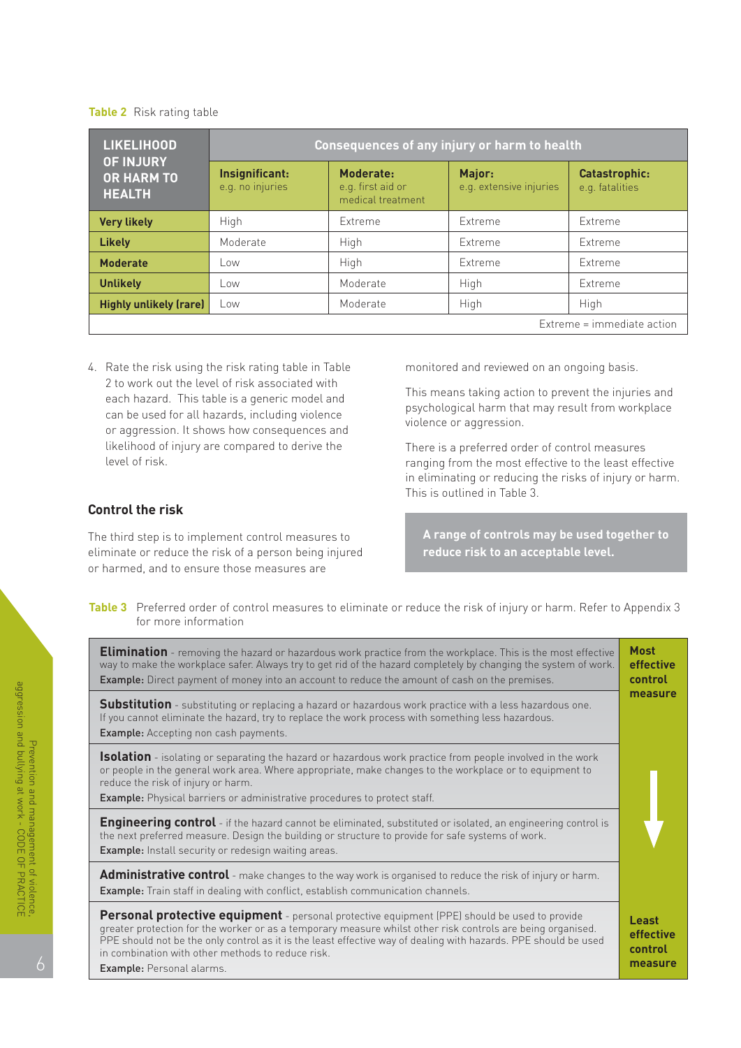**Table 2** Risk rating table

| LIKELIHOOD OF INJURY OR HARM TO HEALTH | Consequences of any injury or harm to health | | | |
|---|---|---|---|---|
| | **Insignificant:** e.g. no injuries | **Moderate:** e.g. first aid or medical treatment | **Major:** e.g. extensive injuries | **Catastrophic:** e.g. fatalities |
| **Very likely** | High | Extreme | Extreme | Extreme |
| **Likely** | Moderate | High | Extreme | Extreme |
| **Moderate** | Low | High | Extreme | Extreme |
| **Unlikely** | Low | Moderate | High | Extreme |
| **Highly unlikely (rare)** | Low | Moderate | High | High |

Extreme = immediate action

4. Rate the risk using the risk rating table in Table 2 to work out the level of risk associated with each hazard. This table is a generic model and can be used for all hazards, including violence or aggression. It shows how consequences and likelihood of injury are compared to derive the level of risk.

### Control the risk

The third step is to implement control measures to eliminate or reduce the risk of a person being injured or harmed, and to ensure those measures are monitored and reviewed on an ongoing basis.

This means taking action to prevent the injuries and psychological harm that may result from workplace violence or aggression.

There is a preferred order of control measures ranging from the most effective to the least effective in eliminating or reducing the risks of injury or harm. This is outlined in Table 3.

**A range of controls may be used together to reduce risk to an acceptable level.**

**Table 3** Preferred order of control measures to eliminate or reduce the risk of injury or harm. Refer to Appendix 3 for more information

| Control measure | Effectiveness |
|---|---|
| **Elimination** - removing the hazard or hazardous work practice from the workplace. This is the most effective way to make the workplace safer. Always try to get rid of the hazard completely by changing the system of work. **Example:** Direct payment of money into an account to reduce the amount of cash on the premises. | **Most effective control measure** |
| **Substitution** - substituting or replacing a hazard or hazardous work practice with a less hazardous one. If you cannot eliminate the hazard, try to replace the work process with something less hazardous. **Example:** Accepting non cash payments. | |
| **Isolation** - isolating or separating the hazard or hazardous work practice from people involved in the work or people in the general work area. Where appropriate, make changes to the workplace or to equipment to reduce the risk of injury or harm. **Example:** Physical barriers or administrative procedures to protect staff. | |
| **Engineering control** - if the hazard cannot be eliminated, substituted or isolated, an engineering control is the next preferred measure. Design the building or structure to provide for safe systems of work. **Example:** Install security or redesign waiting areas. | |
| **Administrative control** - make changes to the way work is organised to reduce the risk of injury or harm. **Example:** Train staff in dealing with conflict, establish communication channels. | |
| **Personal protective equipment** - personal protective equipment (PPE) should be used to provide greater protection for the worker or as a temporary measure whilst other risk controls are being organised. PPE should not be the only control as it is the least effective way of dealing with hazards. PPE should be used in combination with other methods to reduce risk. **Example:** Personal alarms. | **Least effective control measure** |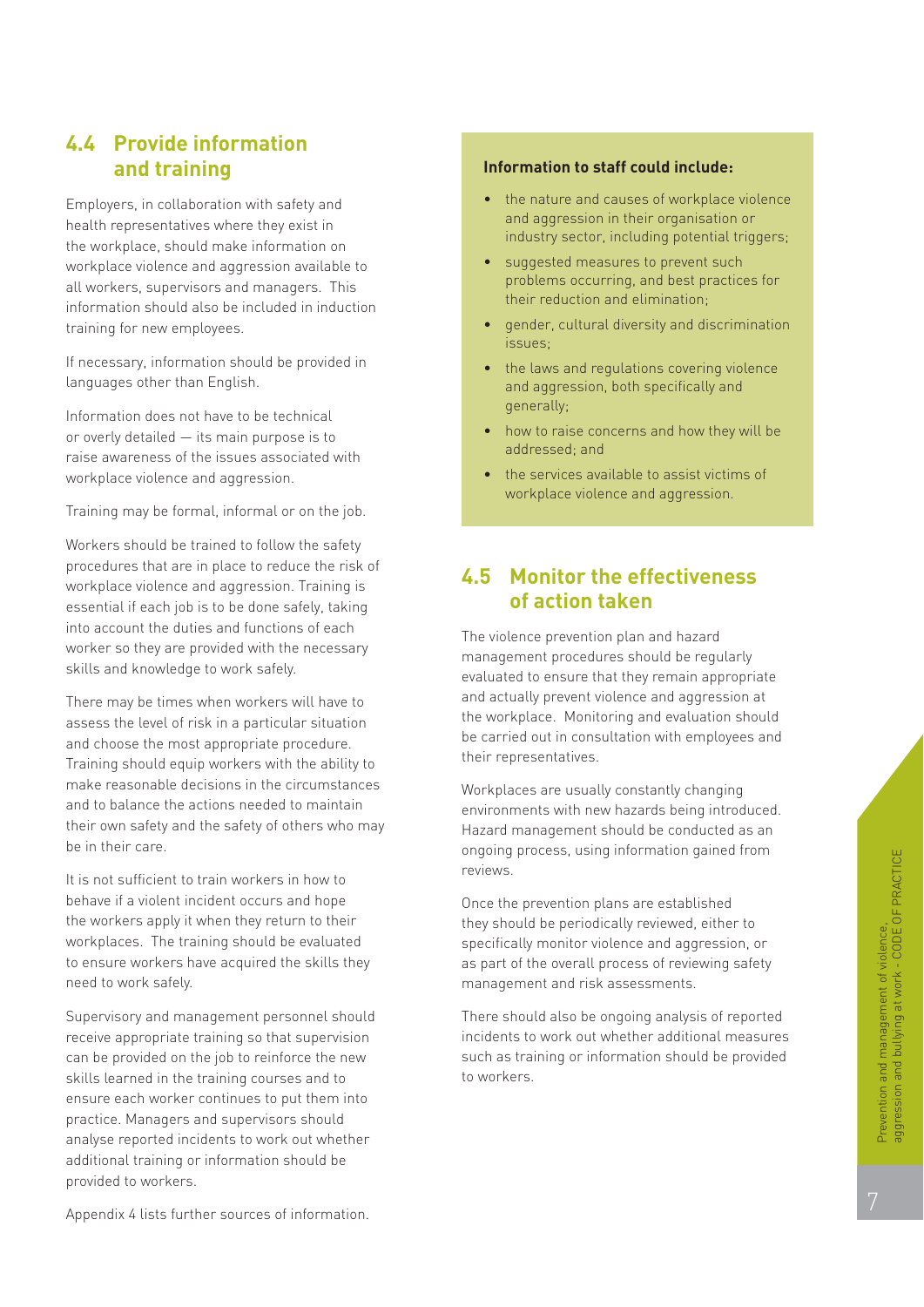## 4.4 Provide information and training

Employers, in collaboration with safety and health representatives where they exist in the workplace, should make information on workplace violence and aggression available to all workers, supervisors and managers. This information should also be included in induction training for new employees.

If necessary, information should be provided in languages other than English.

Information does not have to be technical or overly detailed — its main purpose is to raise awareness of the issues associated with workplace violence and aggression.

Training may be formal, informal or on the job.

Workers should be trained to follow the safety procedures that are in place to reduce the risk of workplace violence and aggression. Training is essential if each job is to be done safely, taking into account the duties and functions of each worker so they are provided with the necessary skills and knowledge to work safely.

There may be times when workers will have to assess the level of risk in a particular situation and choose the most appropriate procedure. Training should equip workers with the ability to make reasonable decisions in the circumstances and to balance the actions needed to maintain their own safety and the safety of others who may be in their care.

It is not sufficient to train workers in how to behave if a violent incident occurs and hope the workers apply it when they return to their workplaces. The training should be evaluated to ensure workers have acquired the skills they need to work safely.

Supervisory and management personnel should receive appropriate training so that supervision can be provided on the job to reinforce the new skills learned in the training courses and to ensure each worker continues to put them into practice. Managers and supervisors should analyse reported incidents to work out whether additional training or information should be provided to workers.

Appendix 4 lists further sources of information.

**Information to staff could include:**

- the nature and causes of workplace violence and aggression in their organisation or industry sector, including potential triggers;
- suggested measures to prevent such problems occurring, and best practices for their reduction and elimination;
- gender, cultural diversity and discrimination issues;
- the laws and regulations covering violence and aggression, both specifically and generally;
- how to raise concerns and how they will be addressed; and
- the services available to assist victims of workplace violence and aggression.

## 4.5 Monitor the effectiveness of action taken

The violence prevention plan and hazard management procedures should be regularly evaluated to ensure that they remain appropriate and actually prevent violence and aggression at the workplace. Monitoring and evaluation should be carried out in consultation with employees and their representatives.

Workplaces are usually constantly changing environments with new hazards being introduced. Hazard management should be conducted as an ongoing process, using information gained from reviews.

Once the prevention plans are established they should be periodically reviewed, either to specifically monitor violence and aggression, or as part of the overall process of reviewing safety management and risk assessments.

There should also be ongoing analysis of reported incidents to work out whether additional measures such as training or information should be provided to workers.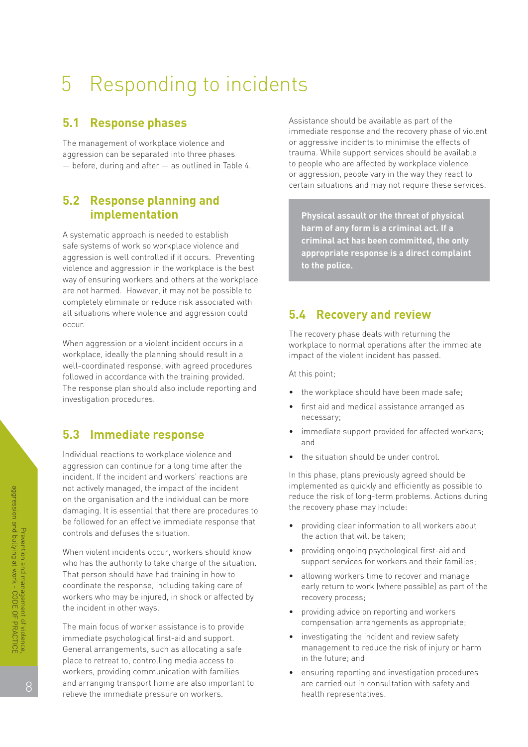# 5 Responding to incidents

## 5.1 Response phases

The management of workplace violence and aggression can be separated into three phases — before, during and after — as outlined in Table 4.

## 5.2 Response planning and implementation

A systematic approach is needed to establish safe systems of work so workplace violence and aggression is well controlled if it occurs. Preventing violence and aggression in the workplace is the best way of ensuring workers and others at the workplace are not harmed. However, it may not be possible to completely eliminate or reduce risk associated with all situations where violence and aggression could occur.

When aggression or a violent incident occurs in a workplace, ideally the planning should result in a well-coordinated response, with agreed procedures followed in accordance with the training provided. The response plan should also include reporting and investigation procedures.

## 5.3 Immediate response

Individual reactions to workplace violence and aggression can continue for a long time after the incident. If the incident and workers' reactions are not actively managed, the impact of the incident on the organisation and the individual can be more damaging. It is essential that there are procedures to be followed for an effective immediate response that controls and defuses the situation.

When violent incidents occur, workers should know who has the authority to take charge of the situation. That person should have had training in how to coordinate the response, including taking care of workers who may be injured, in shock or affected by the incident in other ways.

The main focus of worker assistance is to provide immediate psychological first-aid and support. General arrangements, such as allocating a safe place to retreat to, controlling media access to workers, providing communication with families and arranging transport home are also important to relieve the immediate pressure on workers.

Assistance should be available as part of the immediate response and the recovery phase of violent or aggressive incidents to minimise the effects of trauma. While support services should be available to people who are affected by workplace violence or aggression, people vary in the way they react to certain situations and may not require these services.

**Physical assault or the threat of physical harm of any form is a criminal act. If a criminal act has been committed, the only appropriate response is a direct complaint to the police.**

## 5.4 Recovery and review

The recovery phase deals with returning the workplace to normal operations after the immediate impact of the violent incident has passed.

At this point;

- the workplace should have been made safe;
- first aid and medical assistance arranged as necessary;
- immediate support provided for affected workers; and
- the situation should be under control.

In this phase, plans previously agreed should be implemented as quickly and efficiently as possible to reduce the risk of long-term problems. Actions during the recovery phase may include:

- providing clear information to all workers about the action that will be taken;
- providing ongoing psychological first-aid and support services for workers and their families;
- allowing workers time to recover and manage early return to work (where possible) as part of the recovery process;
- providing advice on reporting and workers compensation arrangements as appropriate;
- investigating the incident and review safety management to reduce the risk of injury or harm in the future; and
- ensuring reporting and investigation procedures are carried out in consultation with safety and health representatives.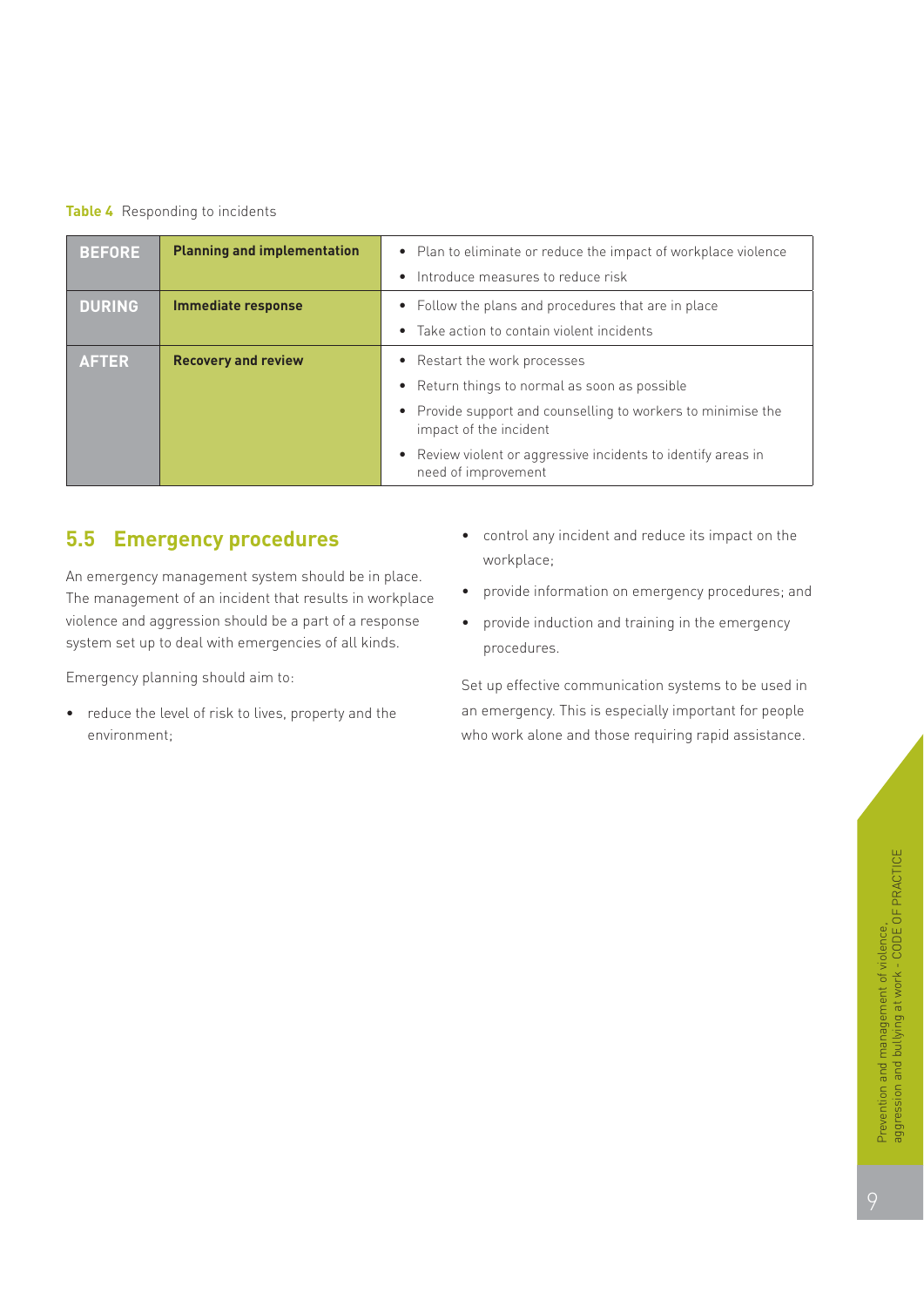**Table 4** Responding to incidents

| | | |
|---|---|---|
| **BEFORE** | **Planning and implementation** | • Plan to eliminate or reduce the impact of workplace violence<br>• Introduce measures to reduce risk |
| **DURING** | **Immediate response** | • Follow the plans and procedures that are in place<br>• Take action to contain violent incidents |
| **AFTER** | **Recovery and review** | • Restart the work processes<br>• Return things to normal as soon as possible<br>• Provide support and counselling to workers to minimise the impact of the incident<br>• Review violent or aggressive incidents to identify areas in need of improvement |

## 5.5 Emergency procedures

An emergency management system should be in place. The management of an incident that results in workplace violence and aggression should be a part of a response system set up to deal with emergencies of all kinds.

Emergency planning should aim to:

- reduce the level of risk to lives, property and the environment;
- control any incident and reduce its impact on the workplace;
- provide information on emergency procedures; and
- provide induction and training in the emergency procedures.

Set up effective communication systems to be used in an emergency. This is especially important for people who work alone and those requiring rapid assistance.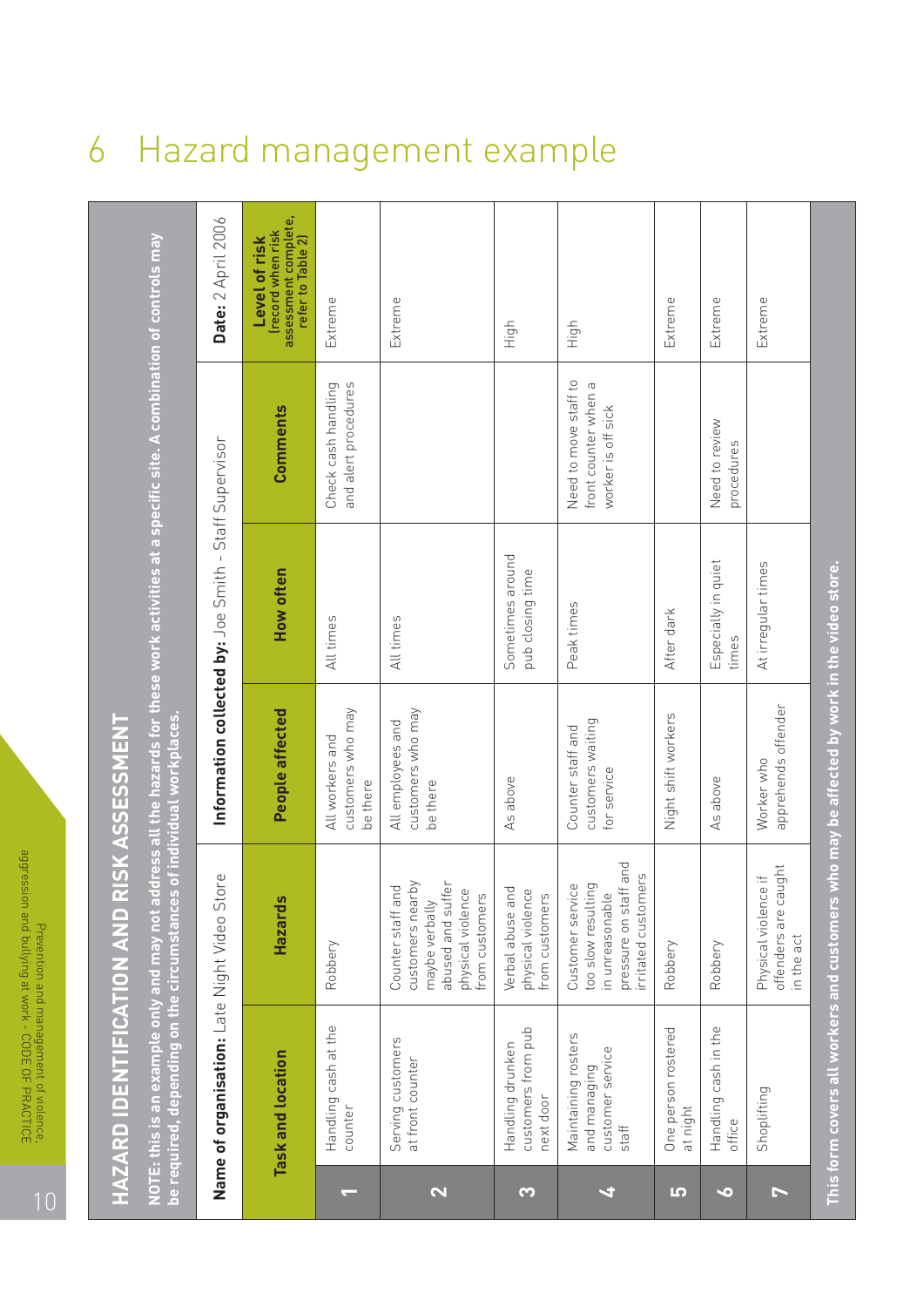# 6 Hazard management example

## HAZARD IDENTIFICATION AND RISK ASSESSMENT

**NOTE: this is an example only and may not address all the hazards for these work activities at a specific site. A combination of controls may be required, depending on the circumstances of individual workplaces.**

**Name of organisation:** Late Night Video Store | **Information collected by:** Joe Smith - Staff Supervisor | **Date:** 2 April 2006

| | Task and location | Hazards | People affected | How often | Comments | Level of risk (record when risk assessment complete, refer to Table 2) |
|---|---|---|---|---|---|---|
| 1 | Handling cash at the counter | Robbery | All workers and customers who may be there | All times | Check cash handling and alert procedures | Extreme |
| 2 | Serving customers at front counter | Counter staff and customers nearby maybe verbally abused and suffer physical violence from customers | All employees and customers who may be there | All times | | Extreme |
| 3 | Handling drunken customers from pub next door | Verbal abuse and physical violence from customers | As above | Sometimes around pub closing time | | High |
| 4 | Maintaining rosters and managing customer service staff | Customer service too slow resulting in unreasonable pressure on staff and irritated customers | Counter staff and customers waiting for service | Peak times | Need to move staff to front counter when a worker is off sick | High |
| 5 | One person rostered at night | Robbery | Night shift workers | After dark | | Extreme |
| 6 | Handling cash in the office | Robbery | As above | Especially in quiet times | Need to review procedures | Extreme |
| 7 | Shoplifting | Physical violence if offenders are caught in the act | Worker who apprehends offender | At irregular times | | Extreme |

**This form covers all workers and customers who may be affected by work in the video store.**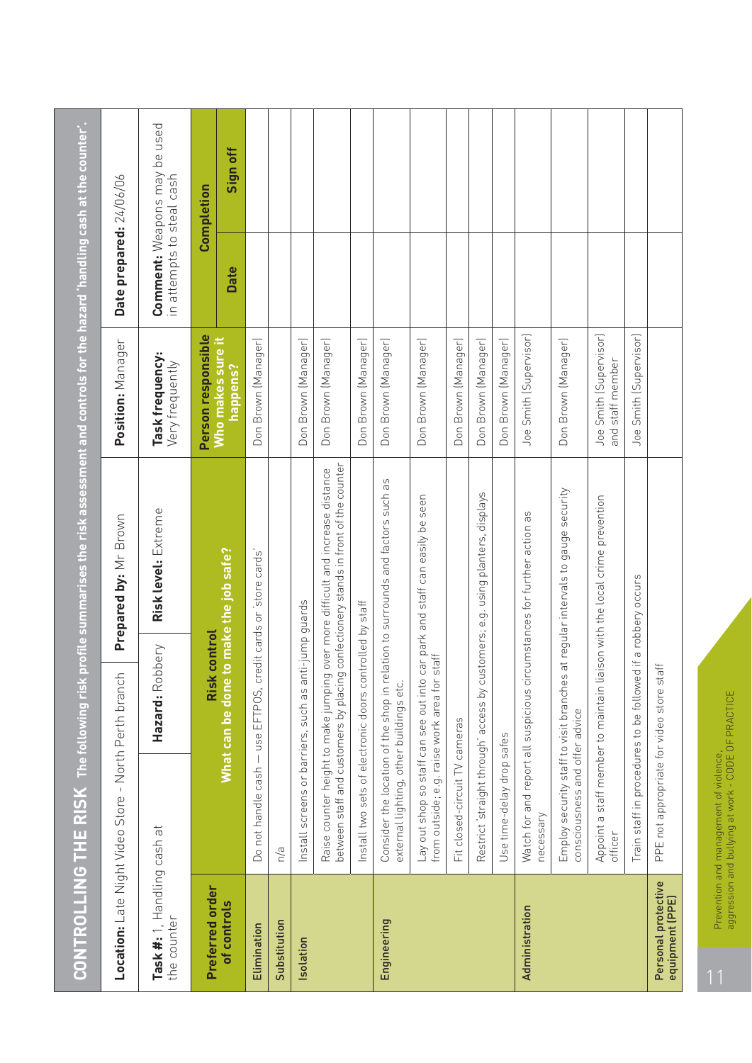## CONTROLLING THE RISK

The following risk profile summarises the risk assessment and controls for the hazard 'handling cash at the counter'.

| | | | | |
|---|---|---|---|---|
| **Location:** Late Night Video Store - North Perth branch | **Prepared by:** Mr Brown | **Position:** Manager | **Date prepared:** 24/06/06 | |
| **Task #:** 1, Handling cash at the counter | **Hazard:** Robbery | **Risk level:** Extreme | **Task frequency:** Very frequently | **Comment:** Weapons may be used in attempts to steal cash |

| Preferred order of controls | Risk control<br>What can be done to make the job safe? | Person responsible<br>Who makes sure it happens? | Completion | |
|---|---|---|---|---|
| | | | **Date** | **Sign off** |
| Elimination | Do not handle cash – use EFTPOS, credit cards or 'store cards' | Don Brown (Manager) | | |
| Substitution | n/a | | | |
| Isolation | Install screens or barriers, such as anti-jump guards | Don Brown (Manager) | | |
| | Raise counter height to make jumping over more difficult and increase distance between staff and customers by placing confectionery stands in front of the counter | Don Brown (Manager) | | |
| | Install two sets of electronic doors controlled by staff | Don Brown (Manager) | | |
| Engineering | Consider the location of the shop in relation to surrounds and factors such as external lighting, other buildings etc. | Don Brown (Manager) | | |
| | Lay out shop so staff can see out into car park and staff can easily be seen from outside; e.g. raise work area for staff | Don Brown (Manager) | | |
| | Fit closed-circuit TV cameras | Don Brown (Manager) | | |
| | Restrict 'straight through' access by customers; e.g. using planters, displays | Don Brown (Manager) | | |
| | Use time-delay drop safes | Don Brown (Manager) | | |
| Administration | Watch for and report all suspicious circumstances for further action as necessary | Joe Smith (Supervisor) | | |
| | Employ security staff to visit branches at regular intervals to gauge security consciousness and offer advice | Don Brown (Manager) | | |
| | Appoint a staff member to maintain liaison with the local crime prevention officer | Joe Smith (Supervisor) and staff member | | |
| | Train staff in procedures to be followed if a robbery occurs | Joe Smith (Supervisor) | | |
| Personal protective equipment (PPE) | PPE not appropriate for video store staff | | | |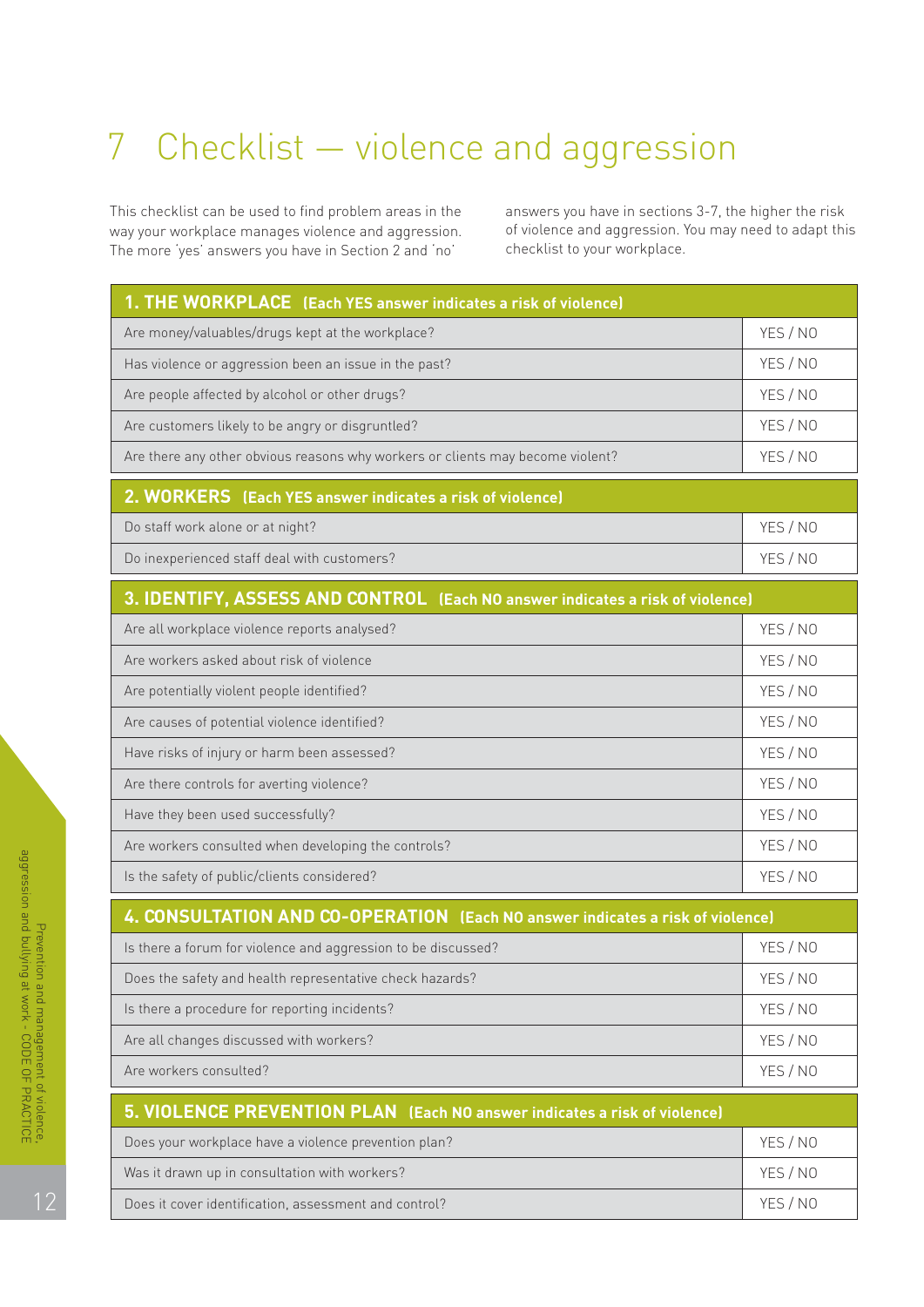# 7 Checklist — violence and aggression

This checklist can be used to find problem areas in the way your workplace manages violence and aggression. The more 'yes' answers you have in Section 2 and 'no' answers you have in sections 3-7, the higher the risk of violence and aggression. You may need to adapt this checklist to your workplace.

| **1. THE WORKPLACE** (Each YES answer indicates a risk of violence) | |
|---|---|
| Are money/valuables/drugs kept at the workplace? | YES / NO |
| Has violence or aggression been an issue in the past? | YES / NO |
| Are people affected by alcohol or other drugs? | YES / NO |
| Are customers likely to be angry or disgruntled? | YES / NO |
| Are there any other obvious reasons why workers or clients may become violent? | YES / NO |

| **2. WORKERS** (Each YES answer indicates a risk of violence) | |
|---|---|
| Do staff work alone or at night? | YES / NO |
| Do inexperienced staff deal with customers? | YES / NO |

| **3. IDENTIFY, ASSESS AND CONTROL** (Each NO answer indicates a risk of violence) | |
|---|---|
| Are all workplace violence reports analysed? | YES / NO |
| Are workers asked about risk of violence | YES / NO |
| Are potentially violent people identified? | YES / NO |
| Are causes of potential violence identified? | YES / NO |
| Have risks of injury or harm been assessed? | YES / NO |
| Are there controls for averting violence? | YES / NO |
| Have they been used successfully? | YES / NO |
| Are workers consulted when developing the controls? | YES / NO |
| Is the safety of public/clients considered? | YES / NO |

| **4. CONSULTATION AND CO-OPERATION** (Each NO answer indicates a risk of violence) | |
|---|---|
| Is there a forum for violence and aggression to be discussed? | YES / NO |
| Does the safety and health representative check hazards? | YES / NO |
| Is there a procedure for reporting incidents? | YES / NO |
| Are all changes discussed with workers? | YES / NO |
| Are workers consulted? | YES / NO |

| **5. VIOLENCE PREVENTION PLAN** (Each NO answer indicates a risk of violence) | |
|---|---|
| Does your workplace have a violence prevention plan? | YES / NO |
| Was it drawn up in consultation with workers? | YES / NO |
| Does it cover identification, assessment and control? | YES / NO |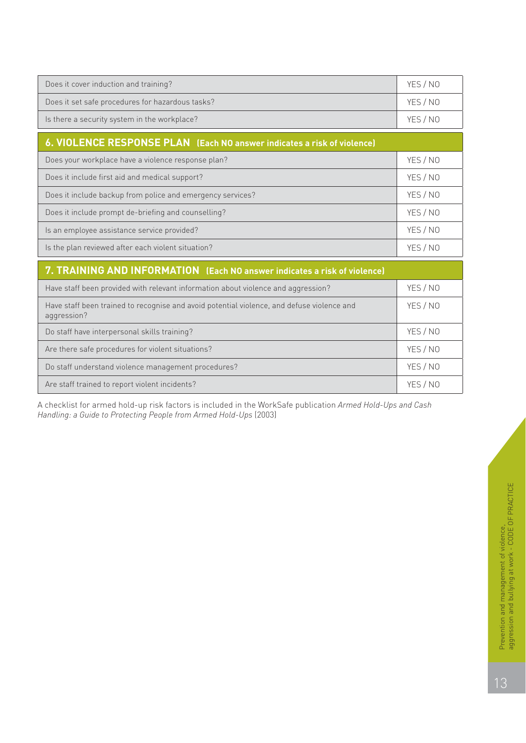| | |
|---|---|
| Does it cover induction and training? | YES / NO |
| Does it set safe procedures for hazardous tasks? | YES / NO |
| Is there a security system in the workplace? | YES / NO |

| **6. VIOLENCE RESPONSE PLAN (Each NO answer indicates a risk of violence)** | |
|---|---|
| Does your workplace have a violence response plan? | YES / NO |
| Does it include first aid and medical support? | YES / NO |
| Does it include backup from police and emergency services? | YES / NO |
| Does it include prompt de-briefing and counselling? | YES / NO |
| Is an employee assistance service provided? | YES / NO |
| Is the plan reviewed after each violent situation? | YES / NO |

| **7. TRAINING AND INFORMATION (Each NO answer indicates a risk of violence)** | |
|---|---|
| Have staff been provided with relevant information about violence and aggression? | YES / NO |
| Have staff been trained to recognise and avoid potential violence, and defuse violence and aggression? | YES / NO |
| Do staff have interpersonal skills training? | YES / NO |
| Are there safe procedures for violent situations? | YES / NO |
| Do staff understand violence management procedures? | YES / NO |
| Are staff trained to report violent incidents? | YES / NO |

A checklist for armed hold-up risk factors is included in the WorkSafe publication *Armed Hold-Ups and Cash Handling: a Guide to Protecting People from Armed Hold-Ups* (2003)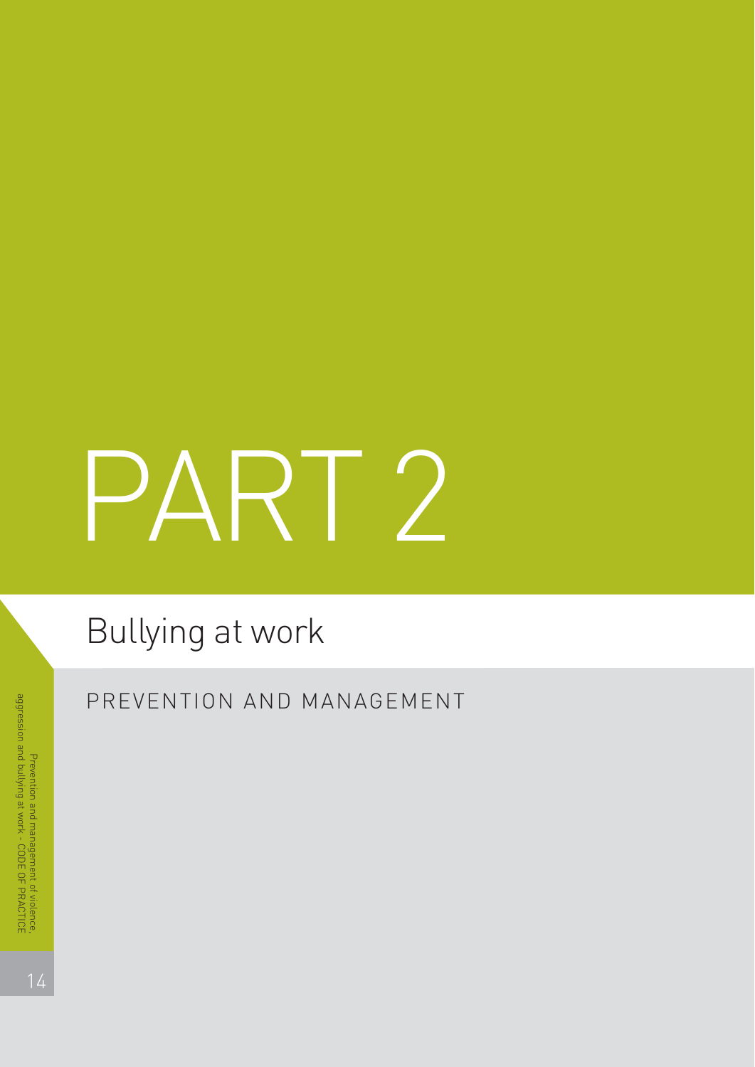# PART 2

## Bullying at work

PREVENTION AND MANAGEMENT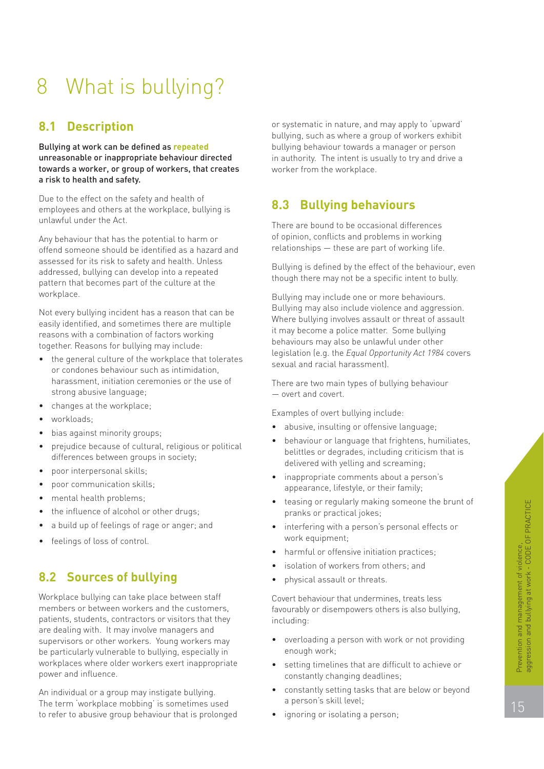# 8 What is bullying?

## 8.1 Description

**Bullying at work can be defined as repeated unreasonable or inappropriate behaviour directed towards a worker, or group of workers, that creates a risk to health and safety.**

Due to the effect on the safety and health of employees and others at the workplace, bullying is unlawful under the Act.

Any behaviour that has the potential to harm or offend someone should be identified as a hazard and assessed for its risk to safety and health. Unless addressed, bullying can develop into a repeated pattern that becomes part of the culture at the workplace.

Not every bullying incident has a reason that can be easily identified, and sometimes there are multiple reasons with a combination of factors working together. Reasons for bullying may include:

- the general culture of the workplace that tolerates or condones behaviour such as intimidation, harassment, initiation ceremonies or the use of strong abusive language;
- changes at the workplace;
- workloads;
- bias against minority groups;
- prejudice because of cultural, religious or political differences between groups in society;
- poor interpersonal skills;
- poor communication skills;
- mental health problems;
- the influence of alcohol or other drugs;
- a build up of feelings of rage or anger; and
- feelings of loss of control.

## 8.2 Sources of bullying

Workplace bullying can take place between staff members or between workers and the customers, patients, students, contractors or visitors that they are dealing with. It may involve managers and supervisors or other workers. Young workers may be particularly vulnerable to bullying, especially in workplaces where older workers exert inappropriate power and influence.

An individual or a group may instigate bullying. The term 'workplace mobbing' is sometimes used to refer to abusive group behaviour that is prolonged or systematic in nature, and may apply to 'upward' bullying, such as where a group of workers exhibit bullying behaviour towards a manager or person in authority. The intent is usually to try and drive a worker from the workplace.

## 8.3 Bullying behaviours

There are bound to be occasional differences of opinion, conflicts and problems in working relationships — these are part of working life.

Bullying is defined by the effect of the behaviour, even though there may not be a specific intent to bully.

Bullying may include one or more behaviours. Bullying may also include violence and aggression. Where bullying involves assault or threat of assault it may become a police matter. Some bullying behaviours may also be unlawful under other legislation (e.g. the *Equal Opportunity Act 1984* covers sexual and racial harassment).

There are two main types of bullying behaviour — overt and covert.

Examples of overt bullying include:

- abusive, insulting or offensive language;
- behaviour or language that frightens, humiliates, belittles or degrades, including criticism that is delivered with yelling and screaming;
- inappropriate comments about a person's appearance, lifestyle, or their family;
- teasing or regularly making someone the brunt of pranks or practical jokes;
- interfering with a person's personal effects or work equipment;
- harmful or offensive initiation practices;
- isolation of workers from others; and
- physical assault or threats.

Covert behaviour that undermines, treats less favourably or disempowers others is also bullying, including:

- overloading a person with work or not providing enough work;
- setting timelines that are difficult to achieve or constantly changing deadlines;
- constantly setting tasks that are below or beyond a person's skill level;
- ignoring or isolating a person;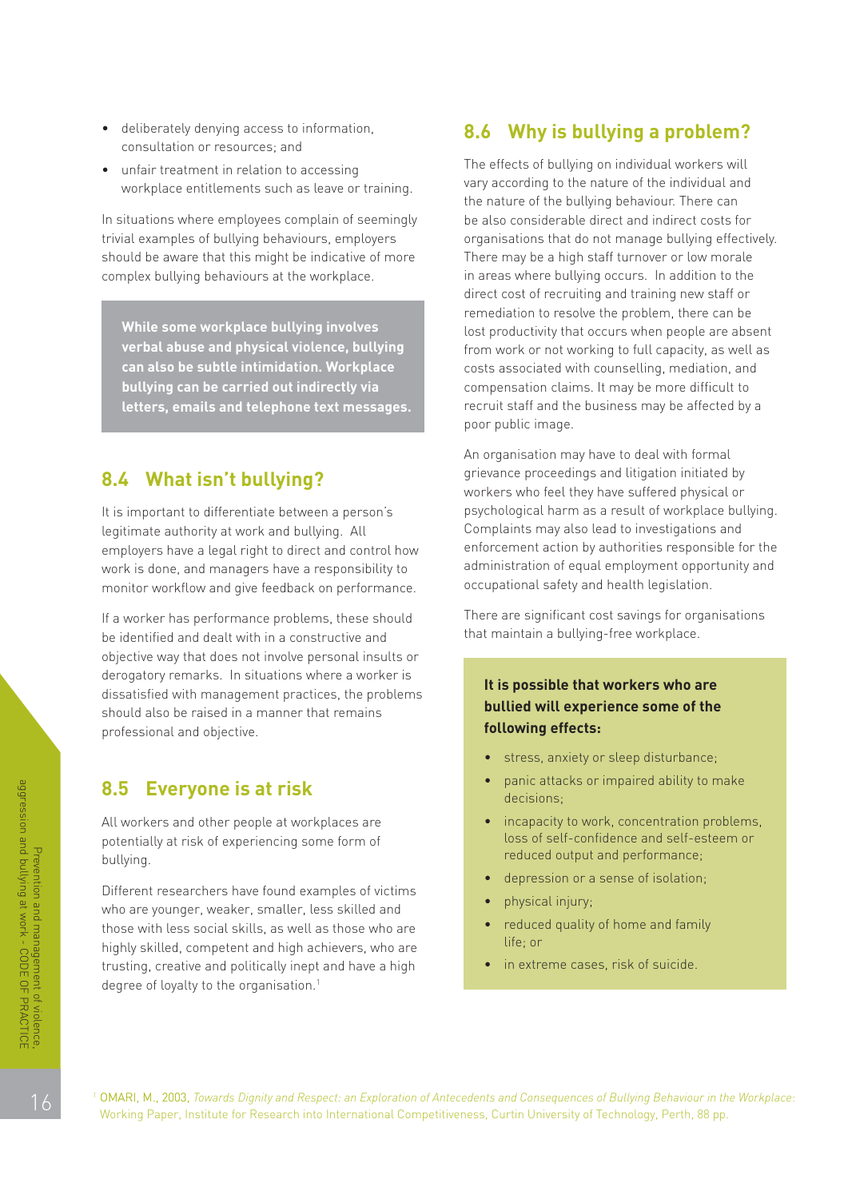- deliberately denying access to information, consultation or resources; and
- unfair treatment in relation to accessing workplace entitlements such as leave or training.

In situations where employees complain of seemingly trivial examples of bullying behaviours, employers should be aware that this might be indicative of more complex bullying behaviours at the workplace.

**While some workplace bullying involves verbal abuse and physical violence, bullying can also be subtle intimidation. Workplace bullying can be carried out indirectly via letters, emails and telephone text messages.**

## 8.4 What isn't bullying?

It is important to differentiate between a person's legitimate authority at work and bullying. All employers have a legal right to direct and control how work is done, and managers have a responsibility to monitor workflow and give feedback on performance.

If a worker has performance problems, these should be identified and dealt with in a constructive and objective way that does not involve personal insults or derogatory remarks. In situations where a worker is dissatisfied with management practices, the problems should also be raised in a manner that remains professional and objective.

## 8.5 Everyone is at risk

All workers and other people at workplaces are potentially at risk of experiencing some form of bullying.

Different researchers have found examples of victims who are younger, weaker, smaller, less skilled and those with less social skills, as well as those who are highly skilled, competent and high achievers, who are trusting, creative and politically inept and have a high degree of loyalty to the organisation.[1]

## 8.6 Why is bullying a problem?

The effects of bullying on individual workers will vary according to the nature of the individual and the nature of the bullying behaviour. There can be also considerable direct and indirect costs for organisations that do not manage bullying effectively. There may be a high staff turnover or low morale in areas where bullying occurs. In addition to the direct cost of recruiting and training new staff or remediation to resolve the problem, there can be lost productivity that occurs when people are absent from work or not working to full capacity, as well as costs associated with counselling, mediation, and compensation claims. It may be more difficult to recruit staff and the business may be affected by a poor public image.

An organisation may have to deal with formal grievance proceedings and litigation initiated by workers who feel they have suffered physical or psychological harm as a result of workplace bullying. Complaints may also lead to investigations and enforcement action by authorities responsible for the administration of equal employment opportunity and occupational safety and health legislation.

There are significant cost savings for organisations that maintain a bullying-free workplace.

**It is possible that workers who are bullied will experience some of the following effects:**

- stress, anxiety or sleep disturbance;
- panic attacks or impaired ability to make decisions;
- incapacity to work, concentration problems, loss of self-confidence and self-esteem or reduced output and performance;
- depression or a sense of isolation;
- physical injury;
- reduced quality of home and family life; or
- in extreme cases, risk of suicide.

[1] OMARI, M., 2003, *Towards Dignity and Respect: an Exploration of Antecedents and Consequences of Bullying Behaviour in the Workplace:* Working Paper, Institute for Research into International Competitiveness, Curtin University of Technology, Perth, 88 pp.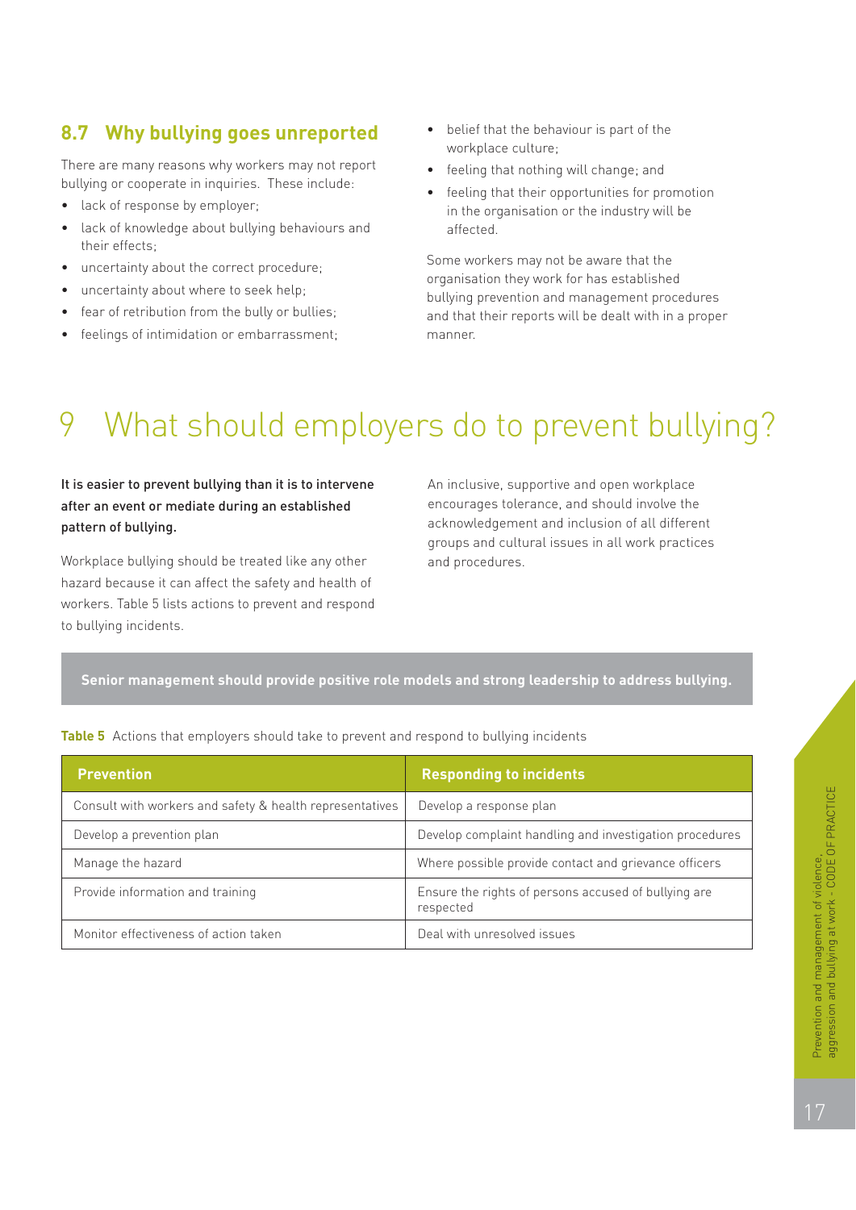## 8.7 Why bullying goes unreported

There are many reasons why workers may not report bullying or cooperate in inquiries. These include:

- lack of response by employer;
- lack of knowledge about bullying behaviours and their effects;
- uncertainty about the correct procedure;
- uncertainty about where to seek help;
- fear of retribution from the bully or bullies;
- feelings of intimidation or embarrassment;
- belief that the behaviour is part of the workplace culture;
- feeling that nothing will change; and
- feeling that their opportunities for promotion in the organisation or the industry will be affected.

Some workers may not be aware that the organisation they work for has established bullying prevention and management procedures and that their reports will be dealt with in a proper manner.

# 9 What should employers do to prevent bullying?

**It is easier to prevent bullying than it is to intervene after an event or mediate during an established pattern of bullying.**

Workplace bullying should be treated like any other hazard because it can affect the safety and health of workers. Table 5 lists actions to prevent and respond to bullying incidents.

An inclusive, supportive and open workplace encourages tolerance, and should involve the acknowledgement and inclusion of all different groups and cultural issues in all work practices and procedures.

**Senior management should provide positive role models and strong leadership to address bullying.**

**Table 5** Actions that employers should take to prevent and respond to bullying incidents

| Prevention | Responding to incidents |
|---|---|
| Consult with workers and safety & health representatives | Develop a response plan |
| Develop a prevention plan | Develop complaint handling and investigation procedures |
| Manage the hazard | Where possible provide contact and grievance officers |
| Provide information and training | Ensure the rights of persons accused of bullying are respected |
| Monitor effectiveness of action taken | Deal with unresolved issues |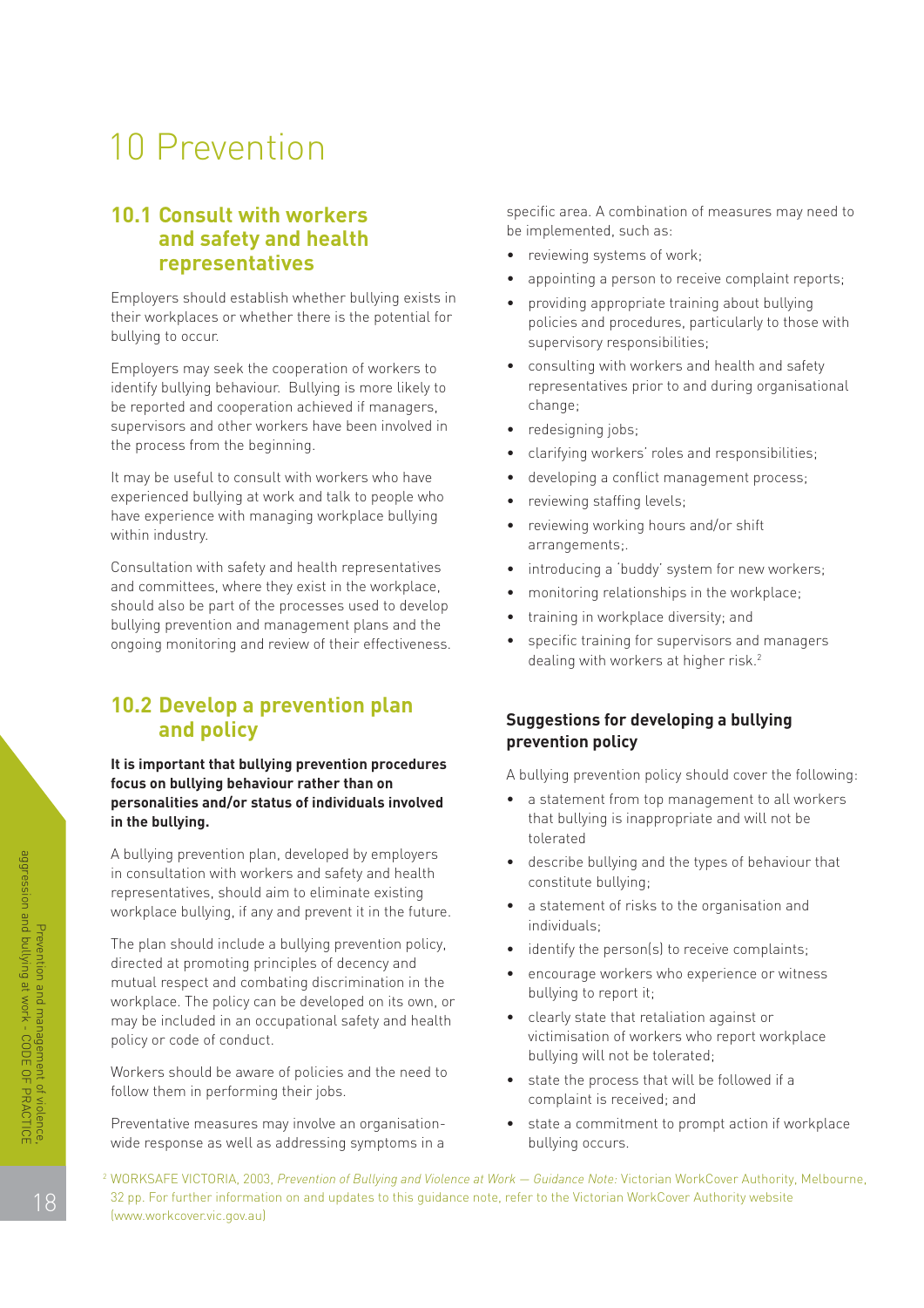# 10 Prevention

## 10.1 Consult with workers and safety and health representatives

Employers should establish whether bullying exists in their workplaces or whether there is the potential for bullying to occur.

Employers may seek the cooperation of workers to identify bullying behaviour. Bullying is more likely to be reported and cooperation achieved if managers, supervisors and other workers have been involved in the process from the beginning.

It may be useful to consult with workers who have experienced bullying at work and talk to people who have experience with managing workplace bullying within industry.

Consultation with safety and health representatives and committees, where they exist in the workplace, should also be part of the processes used to develop bullying prevention and management plans and the ongoing monitoring and review of their effectiveness.

## 10.2 Develop a prevention plan and policy

**It is important that bullying prevention procedures focus on bullying behaviour rather than on personalities and/or status of individuals involved in the bullying.**

A bullying prevention plan, developed by employers in consultation with workers and safety and health representatives, should aim to eliminate existing workplace bullying, if any and prevent it in the future.

The plan should include a bullying prevention policy, directed at promoting principles of decency and mutual respect and combating discrimination in the workplace. The policy can be developed on its own, or may be included in an occupational safety and health policy or code of conduct.

Workers should be aware of policies and the need to follow them in performing their jobs.

Preventative measures may involve an organisation-wide response as well as addressing symptoms in a specific area. A combination of measures may need to be implemented, such as:

- reviewing systems of work;
- appointing a person to receive complaint reports;
- providing appropriate training about bullying policies and procedures, particularly to those with supervisory responsibilities;
- consulting with workers and health and safety representatives prior to and during organisational change;
- redesigning jobs;
- clarifying workers' roles and responsibilities;
- developing a conflict management process;
- reviewing staffing levels;
- reviewing working hours and/or shift arrangements;.
- introducing a 'buddy' system for new workers;
- monitoring relationships in the workplace;
- training in workplace diversity; and
- specific training for supervisors and managers dealing with workers at higher risk.[2]

### Suggestions for developing a bullying prevention policy

A bullying prevention policy should cover the following:

- a statement from top management to all workers that bullying is inappropriate and will not be tolerated
- describe bullying and the types of behaviour that constitute bullying;
- a statement of risks to the organisation and individuals;
- identify the person(s) to receive complaints;
- encourage workers who experience or witness bullying to report it;
- clearly state that retaliation against or victimisation of workers who report workplace bullying will not be tolerated;
- state the process that will be followed if a complaint is received; and
- state a commitment to prompt action if workplace bullying occurs.

[2] WORKSAFE VICTORIA, 2003, *Prevention of Bullying and Violence at Work — Guidance Note:* Victorian WorkCover Authority, Melbourne, 32 pp. For further information on and updates to this guidance note, refer to the Victorian WorkCover Authority website (www.workcover.vic.gov.au)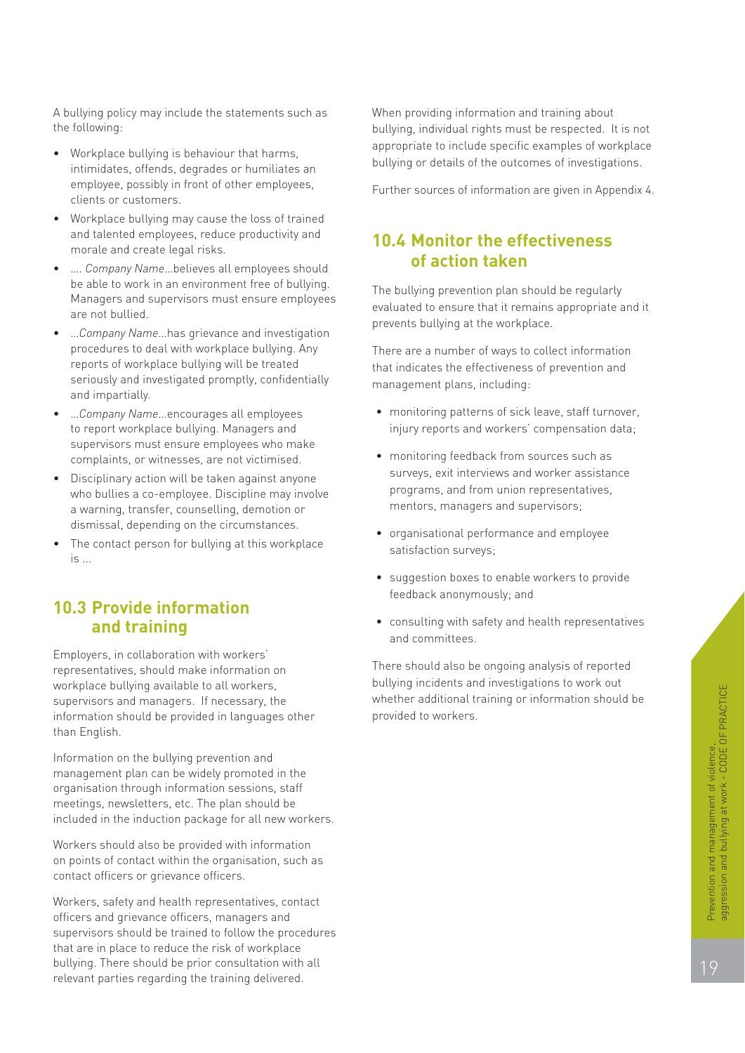A bullying policy may include the statements such as the following:

- Workplace bullying is behaviour that harms, intimidates, offends, degrades or humiliates an employee, possibly in front of other employees, clients or customers.
- Workplace bullying may cause the loss of trained and talented employees, reduce productivity and morale and create legal risks.
- .... *Company Name*...believes all employees should be able to work in an environment free of bullying. Managers and supervisors must ensure employees are not bullied.
- ...*Company Name*...has grievance and investigation procedures to deal with workplace bullying. Any reports of workplace bullying will be treated seriously and investigated promptly, confidentially and impartially.
- ...*Company Name*...encourages all employees to report workplace bullying. Managers and supervisors must ensure employees who make complaints, or witnesses, are not victimised.
- Disciplinary action will be taken against anyone who bullies a co-employee. Discipline may involve a warning, transfer, counselling, demotion or dismissal, depending on the circumstances.
- The contact person for bullying at this workplace is ...

## 10.3 Provide information and training

Employers, in collaboration with workers' representatives, should make information on workplace bullying available to all workers, supervisors and managers. If necessary, the information should be provided in languages other than English.

Information on the bullying prevention and management plan can be widely promoted in the organisation through information sessions, staff meetings, newsletters, etc. The plan should be included in the induction package for all new workers.

Workers should also be provided with information on points of contact within the organisation, such as contact officers or grievance officers.

Workers, safety and health representatives, contact officers and grievance officers, managers and supervisors should be trained to follow the procedures that are in place to reduce the risk of workplace bullying. There should be prior consultation with all relevant parties regarding the training delivered.

When providing information and training about bullying, individual rights must be respected. It is not appropriate to include specific examples of workplace bullying or details of the outcomes of investigations.

Further sources of information are given in Appendix 4.

## 10.4 Monitor the effectiveness of action taken

The bullying prevention plan should be regularly evaluated to ensure that it remains appropriate and it prevents bullying at the workplace.

There are a number of ways to collect information that indicates the effectiveness of prevention and management plans, including:

- monitoring patterns of sick leave, staff turnover, injury reports and workers' compensation data;
- monitoring feedback from sources such as surveys, exit interviews and worker assistance programs, and from union representatives, mentors, managers and supervisors;
- organisational performance and employee satisfaction surveys;
- suggestion boxes to enable workers to provide feedback anonymously; and
- consulting with safety and health representatives and committees.

There should also be ongoing analysis of reported bullying incidents and investigations to work out whether additional training or information should be provided to workers.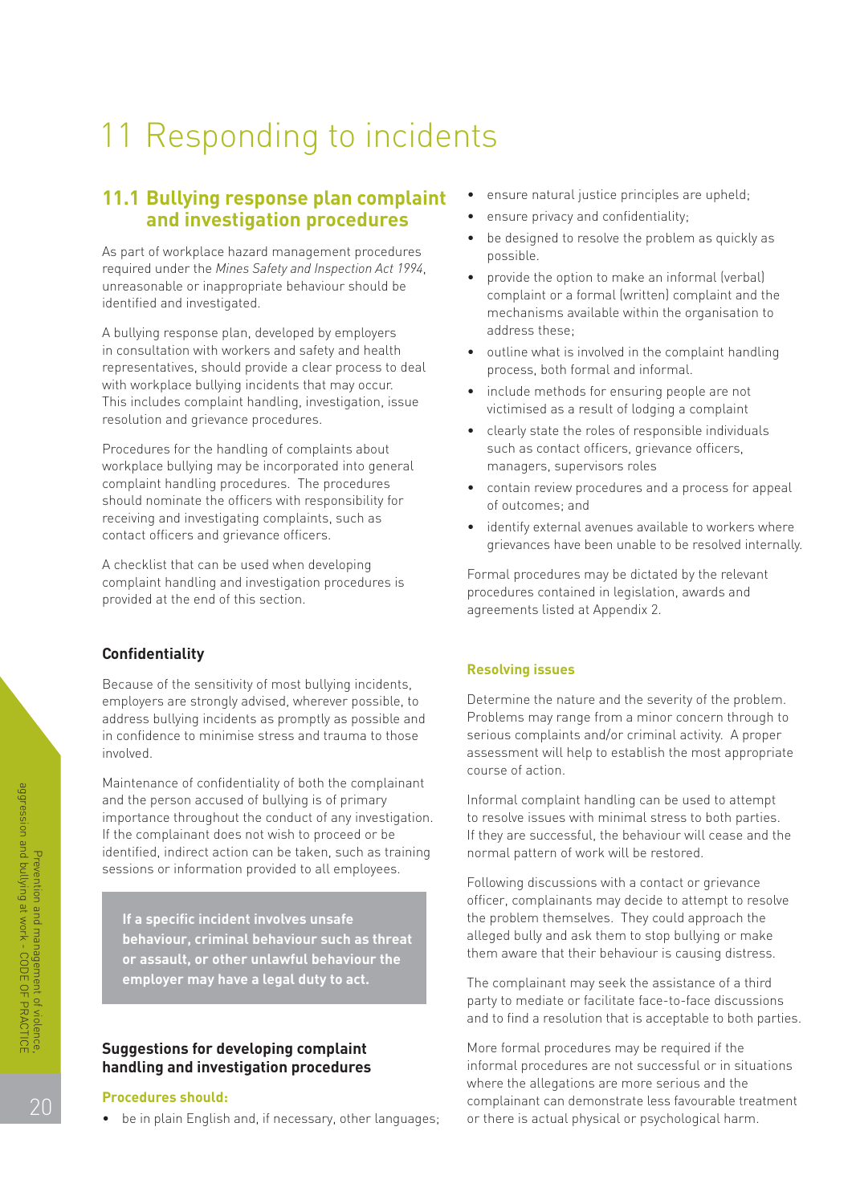# 11 Responding to incidents

## 11.1 Bullying response plan complaint and investigation procedures

As part of workplace hazard management procedures required under the *Mines Safety and Inspection Act 1994*, unreasonable or inappropriate behaviour should be identified and investigated.

A bullying response plan, developed by employers in consultation with workers and safety and health representatives, should provide a clear process to deal with workplace bullying incidents that may occur. This includes complaint handling, investigation, issue resolution and grievance procedures.

Procedures for the handling of complaints about workplace bullying may be incorporated into general complaint handling procedures. The procedures should nominate the officers with responsibility for receiving and investigating complaints, such as contact officers and grievance officers.

A checklist that can be used when developing complaint handling and investigation procedures is provided at the end of this section.

### Confidentiality

Because of the sensitivity of most bullying incidents, employers are strongly advised, wherever possible, to address bullying incidents as promptly as possible and in confidence to minimise stress and trauma to those involved.

Maintenance of confidentiality of both the complainant and the person accused of bullying is of primary importance throughout the conduct of any investigation. If the complainant does not wish to proceed or be identified, indirect action can be taken, such as training sessions or information provided to all employees.

**If a specific incident involves unsafe behaviour, criminal behaviour such as threat or assault, or other unlawful behaviour the employer may have a legal duty to act.**

### Suggestions for developing complaint handling and investigation procedures

#### Procedures should:

- be in plain English and, if necessary, other languages;
- ensure natural justice principles are upheld;
- ensure privacy and confidentiality;
- be designed to resolve the problem as quickly as possible.
- provide the option to make an informal (verbal) complaint or a formal (written) complaint and the mechanisms available within the organisation to address these;
- outline what is involved in the complaint handling process, both formal and informal.
- include methods for ensuring people are not victimised as a result of lodging a complaint
- clearly state the roles of responsible individuals such as contact officers, grievance officers, managers, supervisors roles
- contain review procedures and a process for appeal of outcomes; and
- identify external avenues available to workers where grievances have been unable to be resolved internally.

Formal procedures may be dictated by the relevant procedures contained in legislation, awards and agreements listed at Appendix 2.

#### Resolving issues

Determine the nature and the severity of the problem. Problems may range from a minor concern through to serious complaints and/or criminal activity. A proper assessment will help to establish the most appropriate course of action.

Informal complaint handling can be used to attempt to resolve issues with minimal stress to both parties. If they are successful, the behaviour will cease and the normal pattern of work will be restored.

Following discussions with a contact or grievance officer, complainants may decide to attempt to resolve the problem themselves. They could approach the alleged bully and ask them to stop bullying or make them aware that their behaviour is causing distress.

The complainant may seek the assistance of a third party to mediate or facilitate face-to-face discussions and to find a resolution that is acceptable to both parties.

More formal procedures may be required if the informal procedures are not successful or in situations where the allegations are more serious and the complainant can demonstrate less favourable treatment or there is actual physical or psychological harm.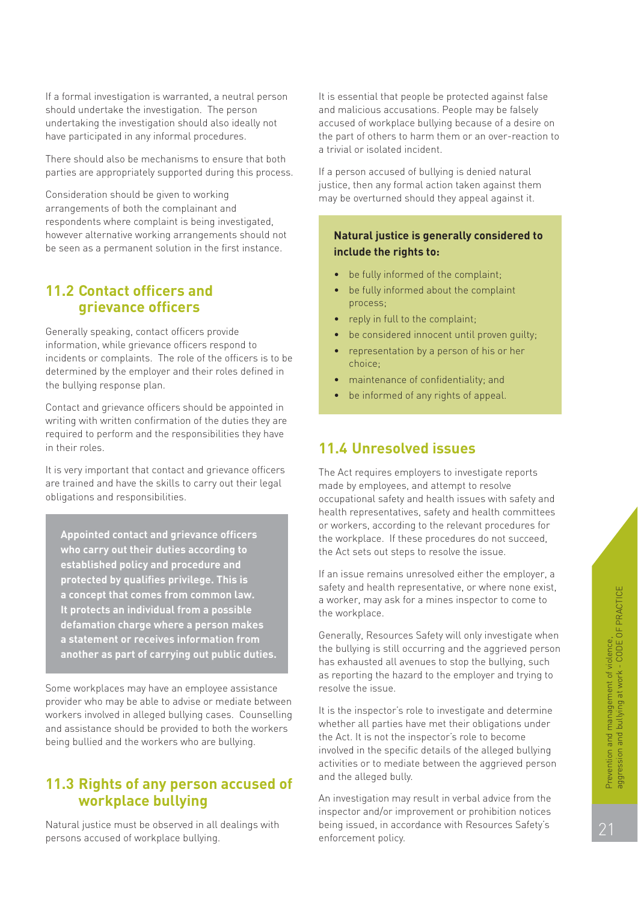If a formal investigation is warranted, a neutral person should undertake the investigation. The person undertaking the investigation should also ideally not have participated in any informal procedures.

There should also be mechanisms to ensure that both parties are appropriately supported during this process.

Consideration should be given to working arrangements of both the complainant and respondents where complaint is being investigated, however alternative working arrangements should not be seen as a permanent solution in the first instance.

## 11.2 Contact officers and grievance officers

Generally speaking, contact officers provide information, while grievance officers respond to incidents or complaints. The role of the officers is to be determined by the employer and their roles defined in the bullying response plan.

Contact and grievance officers should be appointed in writing with written confirmation of the duties they are required to perform and the responsibilities they have in their roles.

It is very important that contact and grievance officers are trained and have the skills to carry out their legal obligations and responsibilities.

**Appointed contact and grievance officers who carry out their duties according to established policy and procedure and protected by qualifies privilege. This is a concept that comes from common law. It protects an individual from a possible defamation charge where a person makes a statement or receives information from another as part of carrying out public duties.**

Some workplaces may have an employee assistance provider who may be able to advise or mediate between workers involved in alleged bullying cases. Counselling and assistance should be provided to both the workers being bullied and the workers who are bullying.

## 11.3 Rights of any person accused of workplace bullying

Natural justice must be observed in all dealings with persons accused of workplace bullying.

It is essential that people be protected against false and malicious accusations. People may be falsely accused of workplace bullying because of a desire on the part of others to harm them or an over-reaction to a trivial or isolated incident.

If a person accused of bullying is denied natural justice, then any formal action taken against them may be overturned should they appeal against it.

**Natural justice is generally considered to include the rights to:**

- be fully informed of the complaint;
- be fully informed about the complaint process;
- reply in full to the complaint;
- be considered innocent until proven guilty;
- representation by a person of his or her choice;
- maintenance of confidentiality; and
- be informed of any rights of appeal.

## 11.4 Unresolved issues

The Act requires employers to investigate reports made by employees, and attempt to resolve occupational safety and health issues with safety and health representatives, safety and health committees or workers, according to the relevant procedures for the workplace. If these procedures do not succeed, the Act sets out steps to resolve the issue.

If an issue remains unresolved either the employer, a safety and health representative, or where none exist, a worker, may ask for a mines inspector to come to the workplace.

Generally, Resources Safety will only investigate when the bullying is still occurring and the aggrieved person has exhausted all avenues to stop the bullying, such as reporting the hazard to the employer and trying to resolve the issue.

It is the inspector's role to investigate and determine whether all parties have met their obligations under the Act. It is not the inspector's role to become involved in the specific details of the alleged bullying activities or to mediate between the aggrieved person and the alleged bully.

An investigation may result in verbal advice from the inspector and/or improvement or prohibition notices being issued, in accordance with Resources Safety's enforcement policy.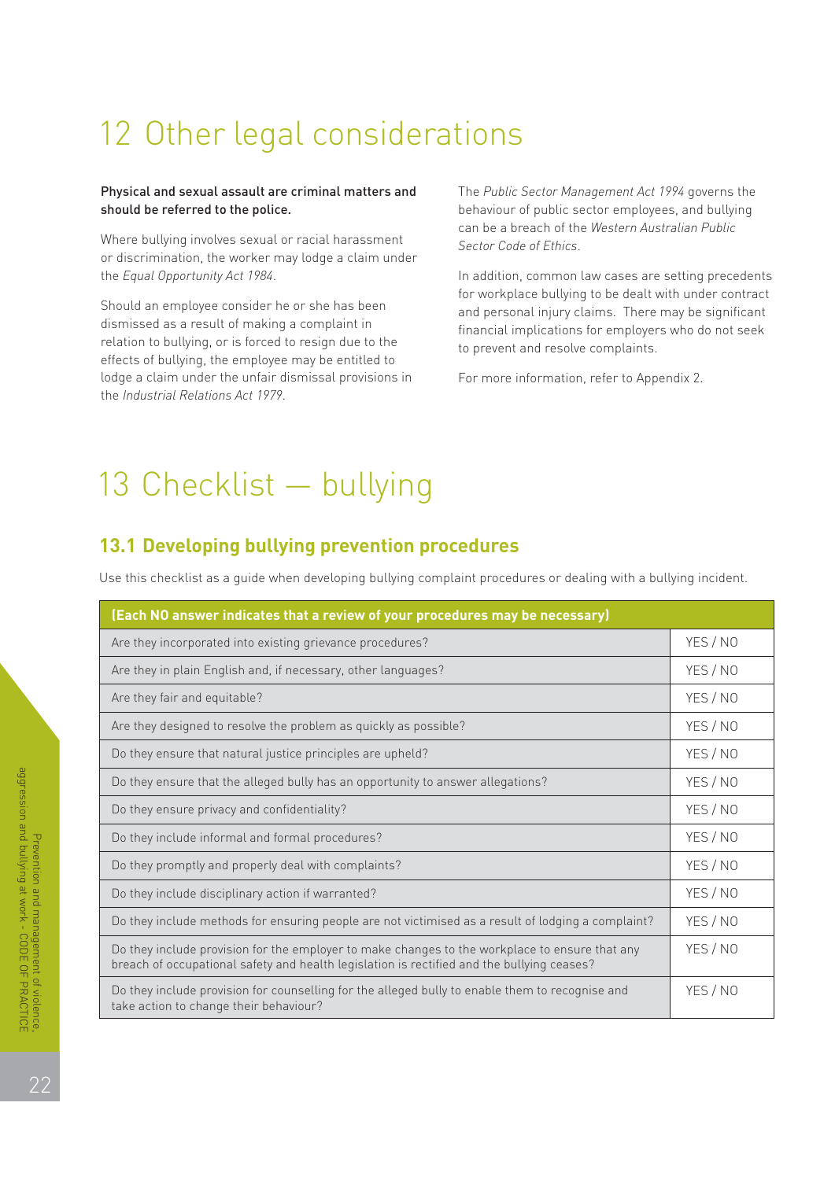# 12 Other legal considerations

**Physical and sexual assault are criminal matters and should be referred to the police.**

Where bullying involves sexual or racial harassment or discrimination, the worker may lodge a claim under the *Equal Opportunity Act 1984*.

Should an employee consider he or she has been dismissed as a result of making a complaint in relation to bullying, or is forced to resign due to the effects of bullying, the employee may be entitled to lodge a claim under the unfair dismissal provisions in the *Industrial Relations Act 1979*.

The *Public Sector Management Act 1994* governs the behaviour of public sector employees, and bullying can be a breach of the *Western Australian Public Sector Code of Ethics*.

In addition, common law cases are setting precedents for workplace bullying to be dealt with under contract and personal injury claims. There may be significant financial implications for employers who do not seek to prevent and resolve complaints.

For more information, refer to Appendix 2.

# 13 Checklist — bullying

## 13.1 Developing bullying prevention procedures

Use this checklist as a guide when developing bullying complaint procedures or dealing with a bullying incident.

| (Each NO answer indicates that a review of your procedures may be necessary) | |
|---|---|
| Are they incorporated into existing grievance procedures? | YES / NO |
| Are they in plain English and, if necessary, other languages? | YES / NO |
| Are they fair and equitable? | YES / NO |
| Are they designed to resolve the problem as quickly as possible? | YES / NO |
| Do they ensure that natural justice principles are upheld? | YES / NO |
| Do they ensure that the alleged bully has an opportunity to answer allegations? | YES / NO |
| Do they ensure privacy and confidentiality? | YES / NO |
| Do they include informal and formal procedures? | YES / NO |
| Do they promptly and properly deal with complaints? | YES / NO |
| Do they include disciplinary action if warranted? | YES / NO |
| Do they include methods for ensuring people are not victimised as a result of lodging a complaint? | YES / NO |
| Do they include provision for the employer to make changes to the workplace to ensure that any breach of occupational safety and health legislation is rectified and the bullying ceases? | YES / NO |
| Do they include provision for counselling for the alleged bully to enable them to recognise and take action to change their behaviour? | YES / NO |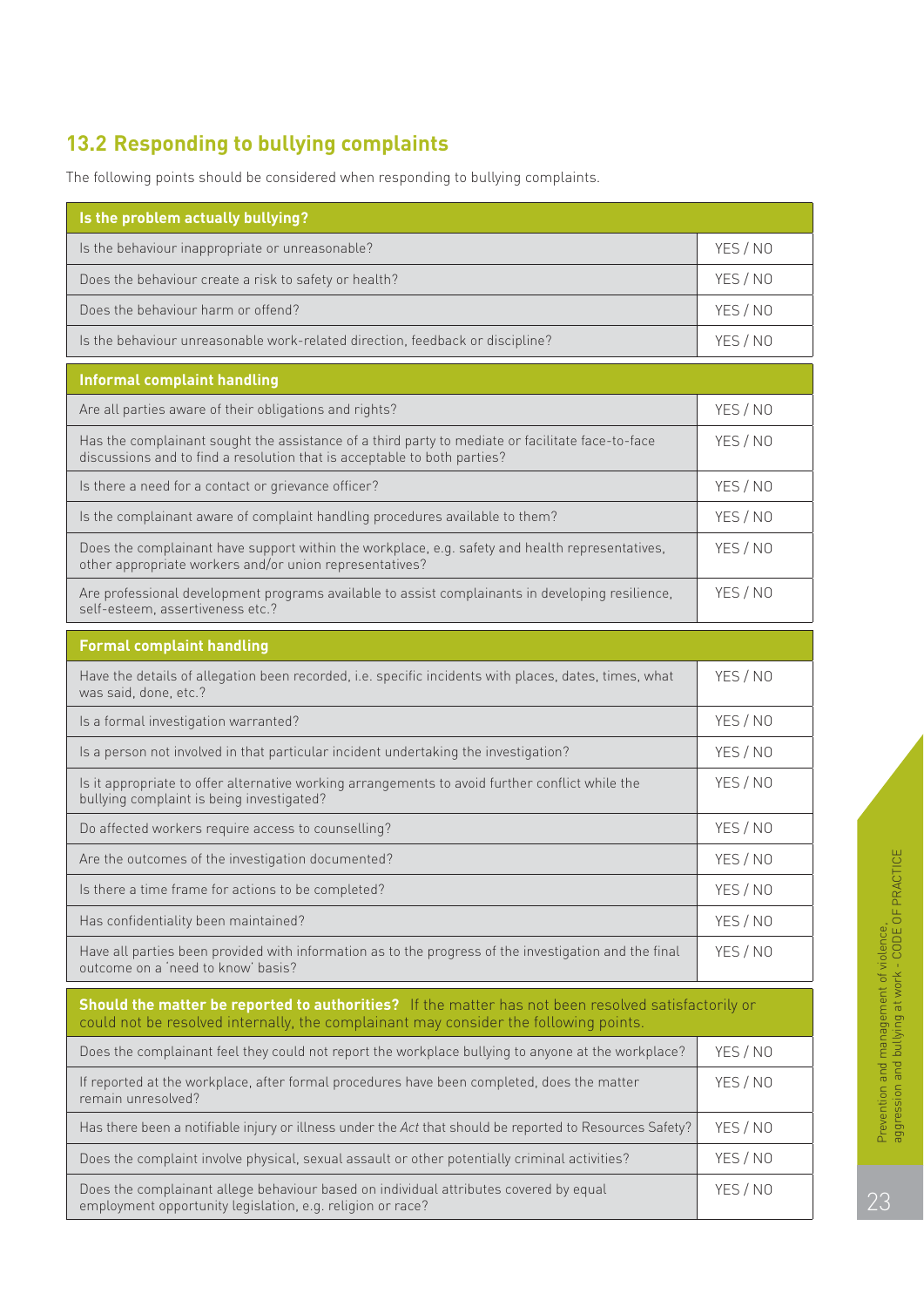## 13.2 Responding to bullying complaints

The following points should be considered when responding to bullying complaints.

| **Is the problem actually bullying?** | |
|---|---|
| Is the behaviour inappropriate or unreasonable? | YES / NO |
| Does the behaviour create a risk to safety or health? | YES / NO |
| Does the behaviour harm or offend? | YES / NO |
| Is the behaviour unreasonable work-related direction, feedback or discipline? | YES / NO |
| **Informal complaint handling** | |
| Are all parties aware of their obligations and rights? | YES / NO |
| Has the complainant sought the assistance of a third party to mediate or facilitate face-to-face discussions and to find a resolution that is acceptable to both parties? | YES / NO |
| Is there a need for a contact or grievance officer? | YES / NO |
| Is the complainant aware of complaint handling procedures available to them? | YES / NO |
| Does the complainant have support within the workplace, e.g. safety and health representatives, other appropriate workers and/or union representatives? | YES / NO |
| Are professional development programs available to assist complainants in developing resilience, self-esteem, assertiveness etc.? | YES / NO |
| **Formal complaint handling** | |
| Have the details of allegation been recorded, i.e. specific incidents with places, dates, times, what was said, done, etc.? | YES / NO |
| Is a formal investigation warranted? | YES / NO |
| Is a person not involved in that particular incident undertaking the investigation? | YES / NO |
| Is it appropriate to offer alternative working arrangements to avoid further conflict while the bullying complaint is being investigated? | YES / NO |
| Do affected workers require access to counselling? | YES / NO |
| Are the outcomes of the investigation documented? | YES / NO |
| Is there a time frame for actions to be completed? | YES / NO |
| Has confidentiality been maintained? | YES / NO |
| Have all parties been provided with information as to the progress of the investigation and the final outcome on a 'need to know' basis? | YES / NO |
| **Should the matter be reported to authorities?** If the matter has not been resolved satisfactorily or could not be resolved internally, the complainant may consider the following points. | |
| Does the complainant feel they could not report the workplace bullying to anyone at the workplace? | YES / NO |
| If reported at the workplace, after formal procedures have been completed, does the matter remain unresolved? | YES / NO |
| Has there been a notifiable injury or illness under the *Act* that should be reported to Resources Safety? | YES / NO |
| Does the complaint involve physical, sexual assault or other potentially criminal activities? | YES / NO |
| Does the complainant allege behaviour based on individual attributes covered by equal employment opportunity legislation, e.g. religion or race? | YES / NO |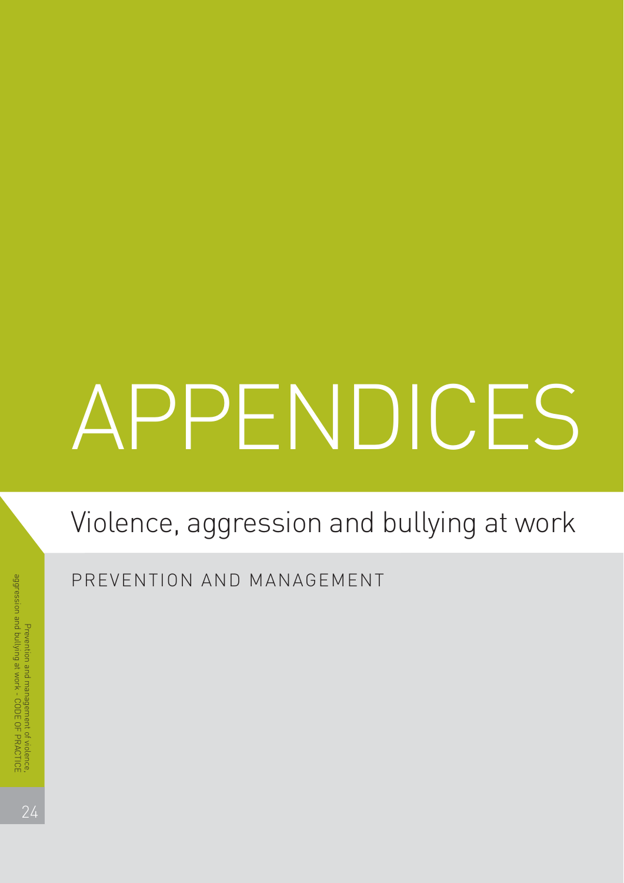# APPENDICES

## Violence, aggression and bullying at work

PREVENTION AND MANAGEMENT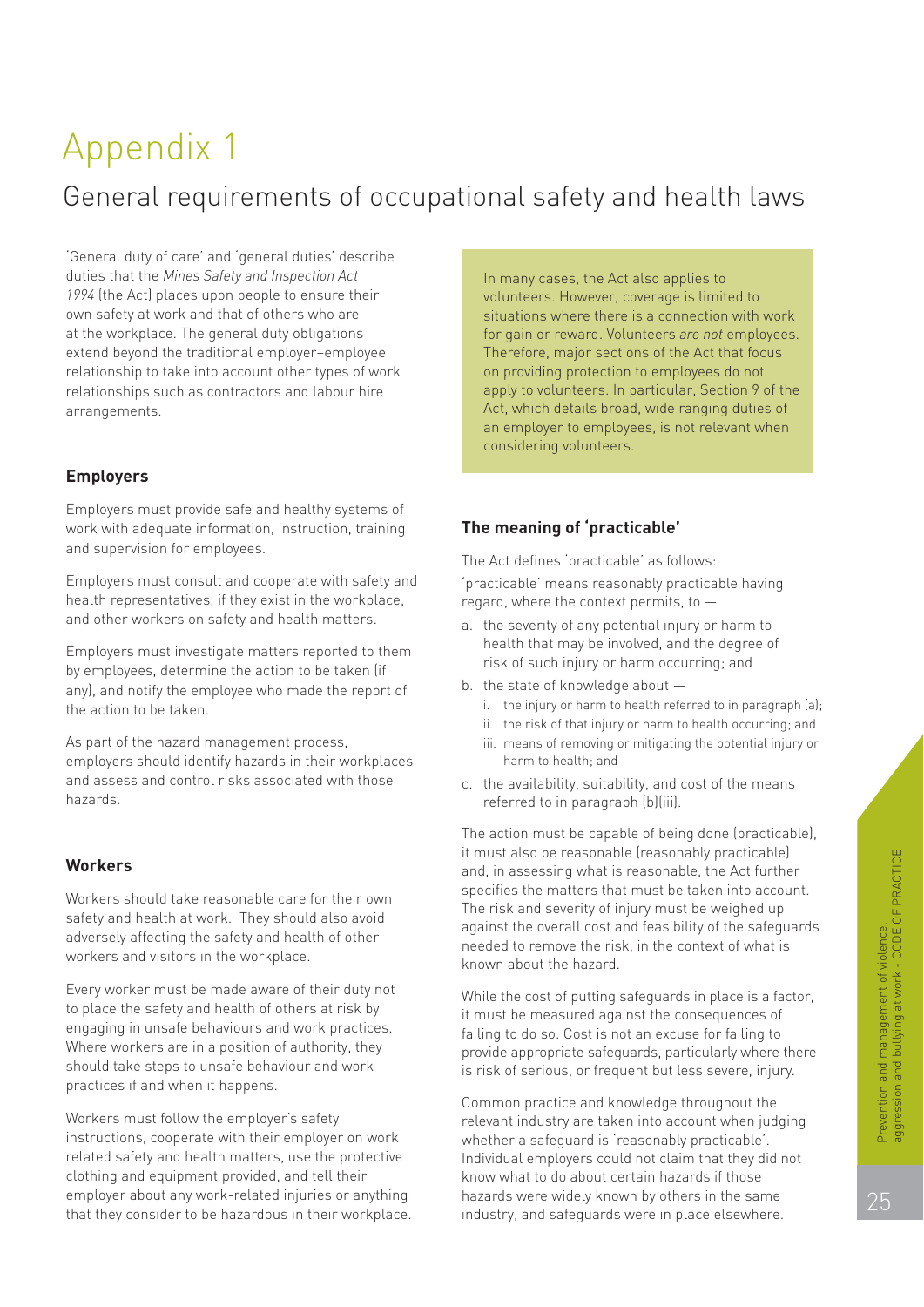# Appendix 1

## General requirements of occupational safety and health laws

'General duty of care' and 'general duties' describe duties that the *Mines Safety and Inspection Act 1994* (the Act) places upon people to ensure their own safety at work and that of others who are at the workplace. The general duty obligations extend beyond the traditional employer–employee relationship to take into account other types of work relationships such as contractors and labour hire arrangements.

### Employers

Employers must provide safe and healthy systems of work with adequate information, instruction, training and supervision for employees.

Employers must consult and cooperate with safety and health representatives, if they exist in the workplace, and other workers on safety and health matters.

Employers must investigate matters reported to them by employees, determine the action to be taken (if any), and notify the employee who made the report of the action to be taken.

As part of the hazard management process, employers should identify hazards in their workplaces and assess and control risks associated with those hazards.

### Workers

Workers should take reasonable care for their own safety and health at work. They should also avoid adversely affecting the safety and health of other workers and visitors in the workplace.

Every worker must be made aware of their duty not to place the safety and health of others at risk by engaging in unsafe behaviours and work practices. Where workers are in a position of authority, they should take steps to unsafe behaviour and work practices if and when it happens.

Workers must follow the employer's safety instructions, cooperate with their employer on work related safety and health matters, use the protective clothing and equipment provided, and tell their employer about any work-related injuries or anything that they consider to be hazardous in their workplace.

In many cases, the Act also applies to volunteers. However, coverage is limited to situations where there is a connection with work for gain or reward. Volunteers *are not* employees. Therefore, major sections of the Act that focus on providing protection to employees do not apply to volunteers. In particular, Section 9 of the Act, which details broad, wide ranging duties of an employer to employees, is not relevant when considering volunteers.

### The meaning of 'practicable'

The Act defines 'practicable' as follows:

'practicable' means reasonably practicable having regard, where the context permits, to —

a. the severity of any potential injury or harm to health that may be involved, and the degree of risk of such injury or harm occurring; and
b. the state of knowledge about —
   i. the injury or harm to health referred to in paragraph (a);
   ii. the risk of that injury or harm to health occurring; and
   iii. means of removing or mitigating the potential injury or harm to health; and
c. the availability, suitability, and cost of the means referred to in paragraph (b)(iii).

The action must be capable of being done (practicable), it must also be reasonable (reasonably practicable) and, in assessing what is reasonable, the Act further specifies the matters that must be taken into account. The risk and severity of injury must be weighed up against the overall cost and feasibility of the safeguards needed to remove the risk, in the context of what is known about the hazard.

While the cost of putting safeguards in place is a factor, it must be measured against the consequences of failing to do so. Cost is not an excuse for failing to provide appropriate safeguards, particularly where there is risk of serious, or frequent but less severe, injury.

Common practice and knowledge throughout the relevant industry are taken into account when judging whether a safeguard is 'reasonably practicable'. Individual employers could not claim that they did not know what to do about certain hazards if those hazards were widely known by others in the same industry, and safeguards were in place elsewhere.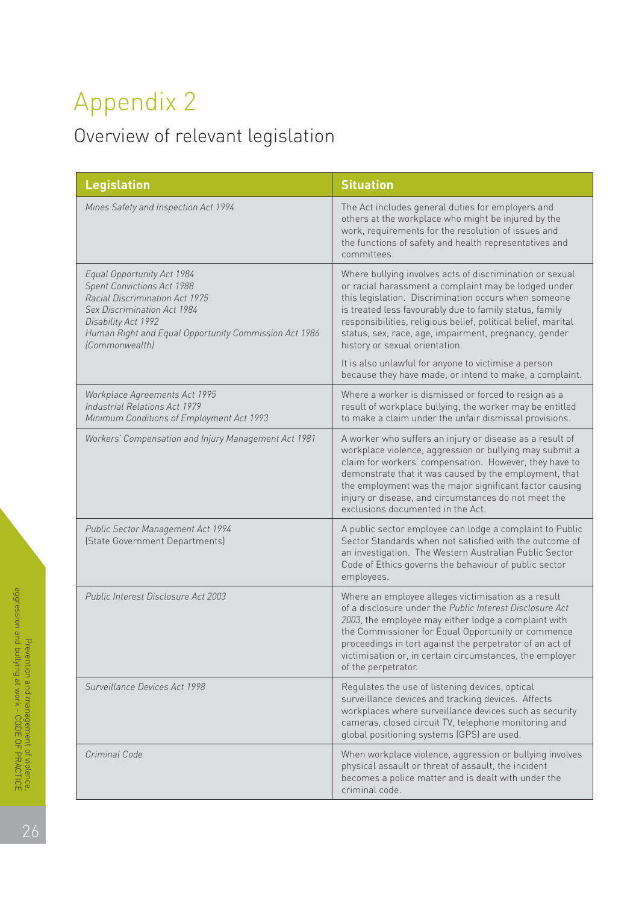# Appendix 2

## Overview of relevant legislation

| Legislation | Situation |
|---|---|
| *Mines Safety and Inspection Act 1994* | The Act includes general duties for employers and others at the workplace who might be injured by the work, requirements for the resolution of issues and the functions of safety and health representatives and committees. |
| *Equal Opportunity Act 1984*<br>*Spent Convictions Act 1988*<br>*Racial Discrimination Act 1975*<br>*Sex Discrimination Act 1984*<br>*Disability Act 1992*<br>*Human Right and Equal Opportunity Commission Act 1986 (Commonwealth)* | Where bullying involves acts of discrimination or sexual or racial harassment a complaint may be lodged under this legislation. Discrimination occurs when someone is treated less favourably due to family status, family responsibilities, religious belief, political belief, marital status, sex, race, age, impairment, pregnancy, gender history or sexual orientation.<br><br>It is also unlawful for anyone to victimise a person because they have made, or intend to make, a complaint. |
| *Workplace Agreements Act 1995*<br>*Industrial Relations Act 1979*<br>*Minimum Conditions of Employment Act 1993* | Where a worker is dismissed or forced to resign as a result of workplace bullying, the worker may be entitled to make a claim under the unfair dismissal provisions. |
| *Workers' Compensation and Injury Management Act 1981* | A worker who suffers an injury or disease as a result of workplace violence, aggression or bullying may submit a claim for workers' compensation. However, they have to demonstrate that it was caused by the employment, that the employment was the major significant factor causing injury or disease, and circumstances do not meet the exclusions documented in the Act. |
| *Public Sector Management Act 1994*<br>(State Government Departments) | A public sector employee can lodge a complaint to Public Sector Standards when not satisfied with the outcome of an investigation. The Western Australian Public Sector Code of Ethics governs the behaviour of public sector employees. |
| *Public Interest Disclosure Act 2003* | Where an employee alleges victimisation as a result of a disclosure under the *Public Interest Disclosure Act 2003*, the employee may either lodge a complaint with the Commissioner for Equal Opportunity or commence proceedings in tort against the perpetrator of an act of victimisation or, in certain circumstances, the employer of the perpetrator. |
| *Surveillance Devices Act 1998* | Regulates the use of listening devices, optical surveillance devices and tracking devices. Affects workplaces where surveillance devices such as security cameras, closed circuit TV, telephone monitoring and global positioning systems (GPS) are used. |
| *Criminal Code* | When workplace violence, aggression or bullying involves physical assault or threat of assault, the incident becomes a police matter and is dealt with under the criminal code. |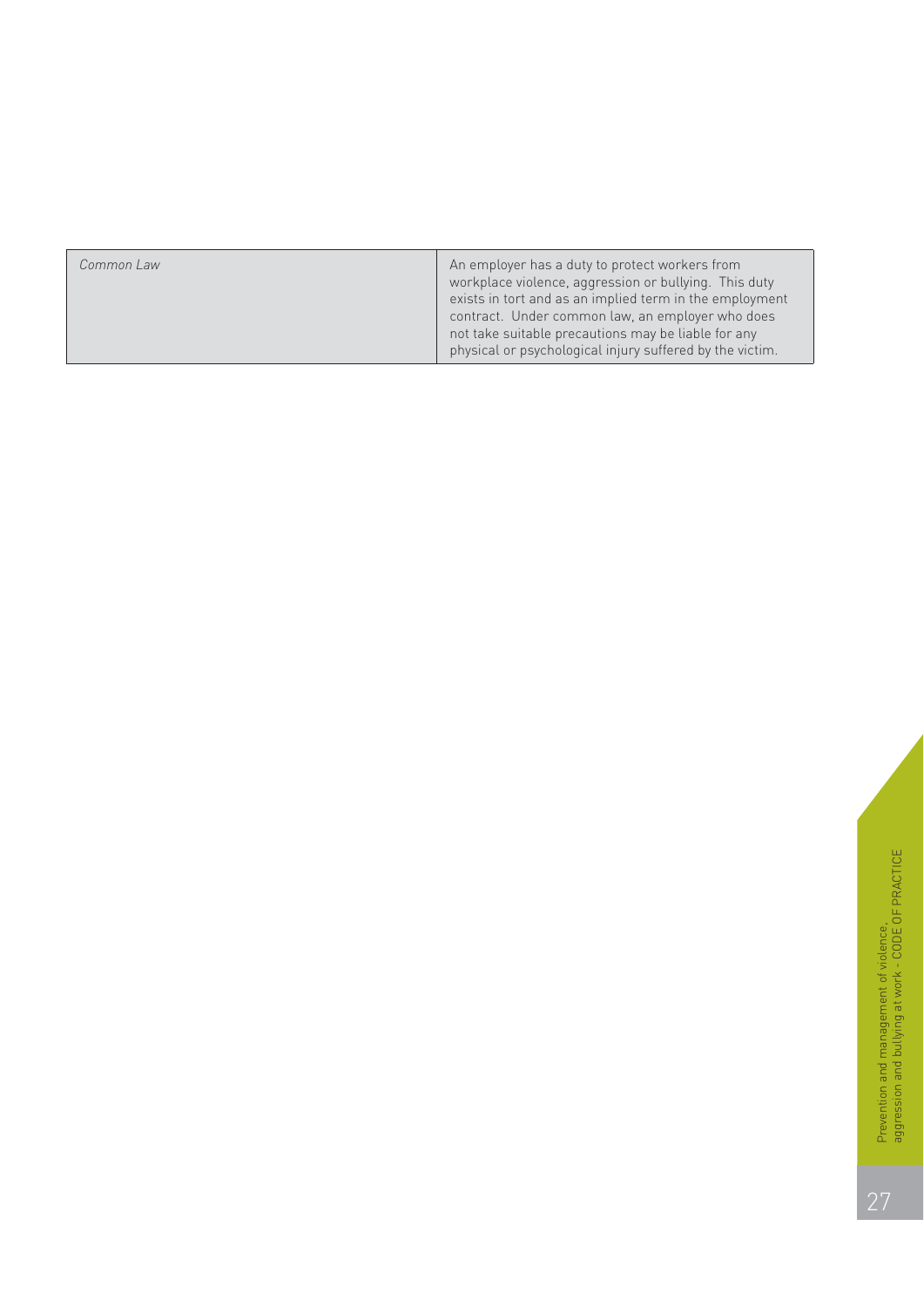| | |
|---|---|
| *Common Law* | An employer has a duty to protect workers from workplace violence, aggression or bullying. This duty exists in tort and as an implied term in the employment contract. Under common law, an employer who does not take suitable precautions may be liable for any physical or psychological injury suffered by the victim. |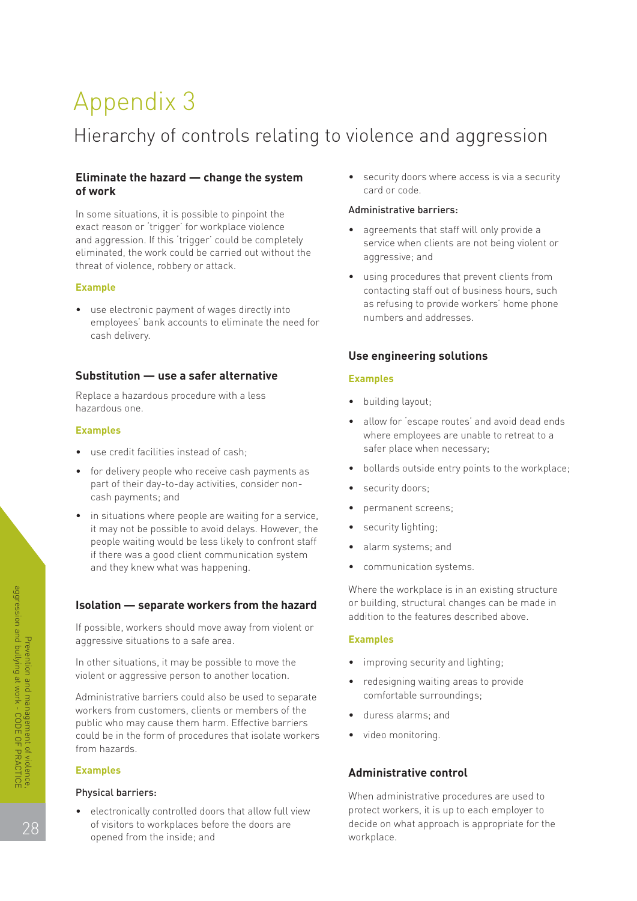# Appendix 3

## Hierarchy of controls relating to violence and aggression

### Eliminate the hazard — change the system of work

In some situations, it is possible to pinpoint the exact reason or 'trigger' for workplace violence and aggression. If this 'trigger' could be completely eliminated, the work could be carried out without the threat of violence, robbery or attack.

**Example**

- use electronic payment of wages directly into employees' bank accounts to eliminate the need for cash delivery.

### Substitution — use a safer alternative

Replace a hazardous procedure with a less hazardous one.

**Examples**

- use credit facilities instead of cash;
- for delivery people who receive cash payments as part of their day-to-day activities, consider non-cash payments; and
- in situations where people are waiting for a service, it may not be possible to avoid delays. However, the people waiting would be less likely to confront staff if there was a good client communication system and they knew what was happening.

### Isolation — separate workers from the hazard

If possible, workers should move away from violent or aggressive situations to a safe area.

In other situations, it may be possible to move the violent or aggressive person to another location.

Administrative barriers could also be used to separate workers from customers, clients or members of the public who may cause them harm. Effective barriers could be in the form of procedures that isolate workers from hazards.

**Examples**

Physical barriers:

- electronically controlled doors that allow full view of visitors to workplaces before the doors are opened from the inside; and
- security doors where access is via a security card or code.

Administrative barriers:

- agreements that staff will only provide a service when clients are not being violent or aggressive; and
- using procedures that prevent clients from contacting staff out of business hours, such as refusing to provide workers' home phone numbers and addresses.

### Use engineering solutions

**Examples**

- building layout;
- allow for 'escape routes' and avoid dead ends where employees are unable to retreat to a safer place when necessary;
- bollards outside entry points to the workplace;
- security doors;
- permanent screens;
- security lighting;
- alarm systems; and
- communication systems.

Where the workplace is in an existing structure or building, structural changes can be made in addition to the features described above.

**Examples**

- improving security and lighting;
- redesigning waiting areas to provide comfortable surroundings;
- duress alarms; and
- video monitoring.

### Administrative control

When administrative procedures are used to protect workers, it is up to each employer to decide on what approach is appropriate for the workplace.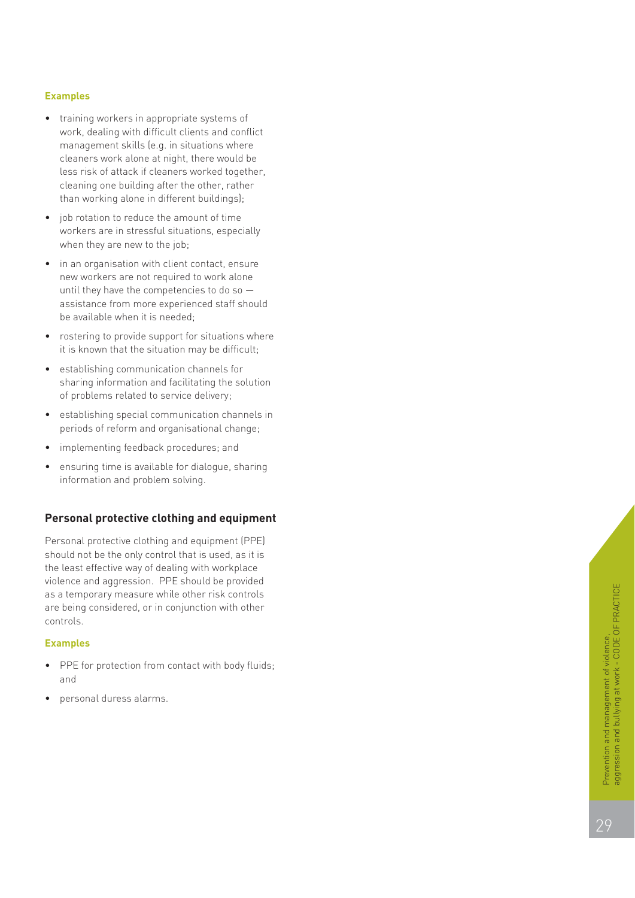**Examples**

- training workers in appropriate systems of work, dealing with difficult clients and conflict management skills (e.g. in situations where cleaners work alone at night, there would be less risk of attack if cleaners worked together, cleaning one building after the other, rather than working alone in different buildings);
- job rotation to reduce the amount of time workers are in stressful situations, especially when they are new to the job;
- in an organisation with client contact, ensure new workers are not required to work alone until they have the competencies to do so — assistance from more experienced staff should be available when it is needed;
- rostering to provide support for situations where it is known that the situation may be difficult;
- establishing communication channels for sharing information and facilitating the solution of problems related to service delivery;
- establishing special communication channels in periods of reform and organisational change;
- implementing feedback procedures; and
- ensuring time is available for dialogue, sharing information and problem solving.

## Personal protective clothing and equipment

Personal protective clothing and equipment (PPE) should not be the only control that is used, as it is the least effective way of dealing with workplace violence and aggression. PPE should be provided as a temporary measure while other risk controls are being considered, or in conjunction with other controls.

**Examples**

- PPE for protection from contact with body fluids; and
- personal duress alarms.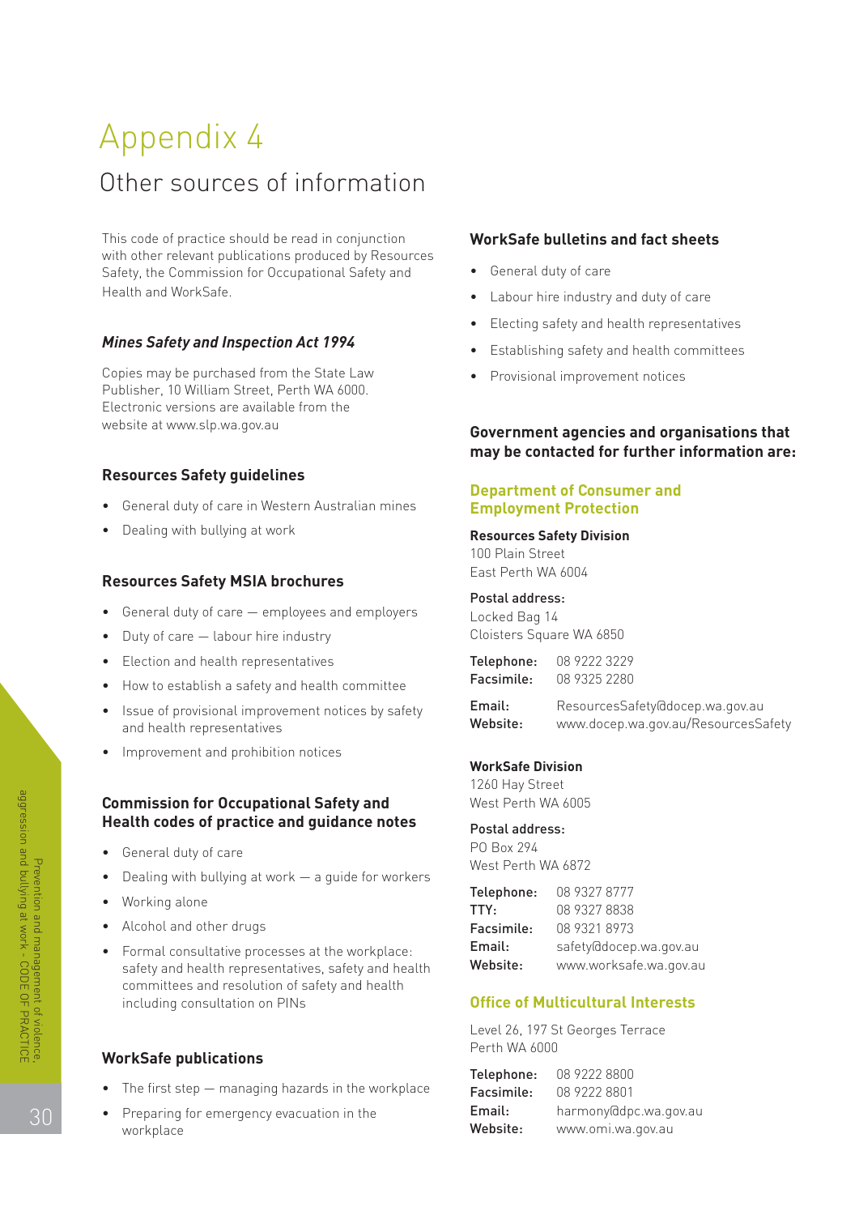# Appendix 4

## Other sources of information

This code of practice should be read in conjunction with other relevant publications produced by Resources Safety, the Commission for Occupational Safety and Health and WorkSafe.

### *Mines Safety and Inspection Act 1994*

Copies may be purchased from the State Law Publisher, 10 William Street, Perth WA 6000. Electronic versions are available from the website at www.slp.wa.gov.au

### Resources Safety guidelines

- General duty of care in Western Australian mines
- Dealing with bullying at work

### Resources Safety MSIA brochures

- General duty of care — employees and employers
- Duty of care — labour hire industry
- Election and health representatives
- How to establish a safety and health committee
- Issue of provisional improvement notices by safety and health representatives
- Improvement and prohibition notices

### Commission for Occupational Safety and Health codes of practice and guidance notes

- General duty of care
- Dealing with bullying at work — a guide for workers
- Working alone
- Alcohol and other drugs
- Formal consultative processes at the workplace: safety and health representatives, safety and health committees and resolution of safety and health including consultation on PINs

### WorkSafe publications

- The first step — managing hazards in the workplace
- Preparing for emergency evacuation in the workplace

### WorkSafe bulletins and fact sheets

- General duty of care
- Labour hire industry and duty of care
- Electing safety and health representatives
- Establishing safety and health committees
- Provisional improvement notices

### Government agencies and organisations that may be contacted for further information are:

#### Department of Consumer and Employment Protection

**Resources Safety Division**
100 Plain Street
East Perth WA 6004

**Postal address:**
Locked Bag 14
Cloisters Square WA 6850

**Telephone:** 08 9222 3229
**Facsimile:** 08 9325 2280

**Email:** ResourcesSafety@docep.wa.gov.au
**Website:** www.docep.wa.gov.au/ResourcesSafety

**WorkSafe Division**
1260 Hay Street
West Perth WA 6005

**Postal address:**
PO Box 294
West Perth WA 6872

**Telephone:** 08 9327 8777
**TTY:** 08 9327 8838
**Facsimile:** 08 9321 8973
**Email:** safety@docep.wa.gov.au
**Website:** www.worksafe.wa.gov.au

#### Office of Multicultural Interests

Level 26, 197 St Georges Terrace
Perth WA 6000

**Telephone:** 08 9222 8800
**Facsimile:** 08 9222 8801
**Email:** harmony@dpc.wa.gov.au
**Website:** www.omi.wa.gov.au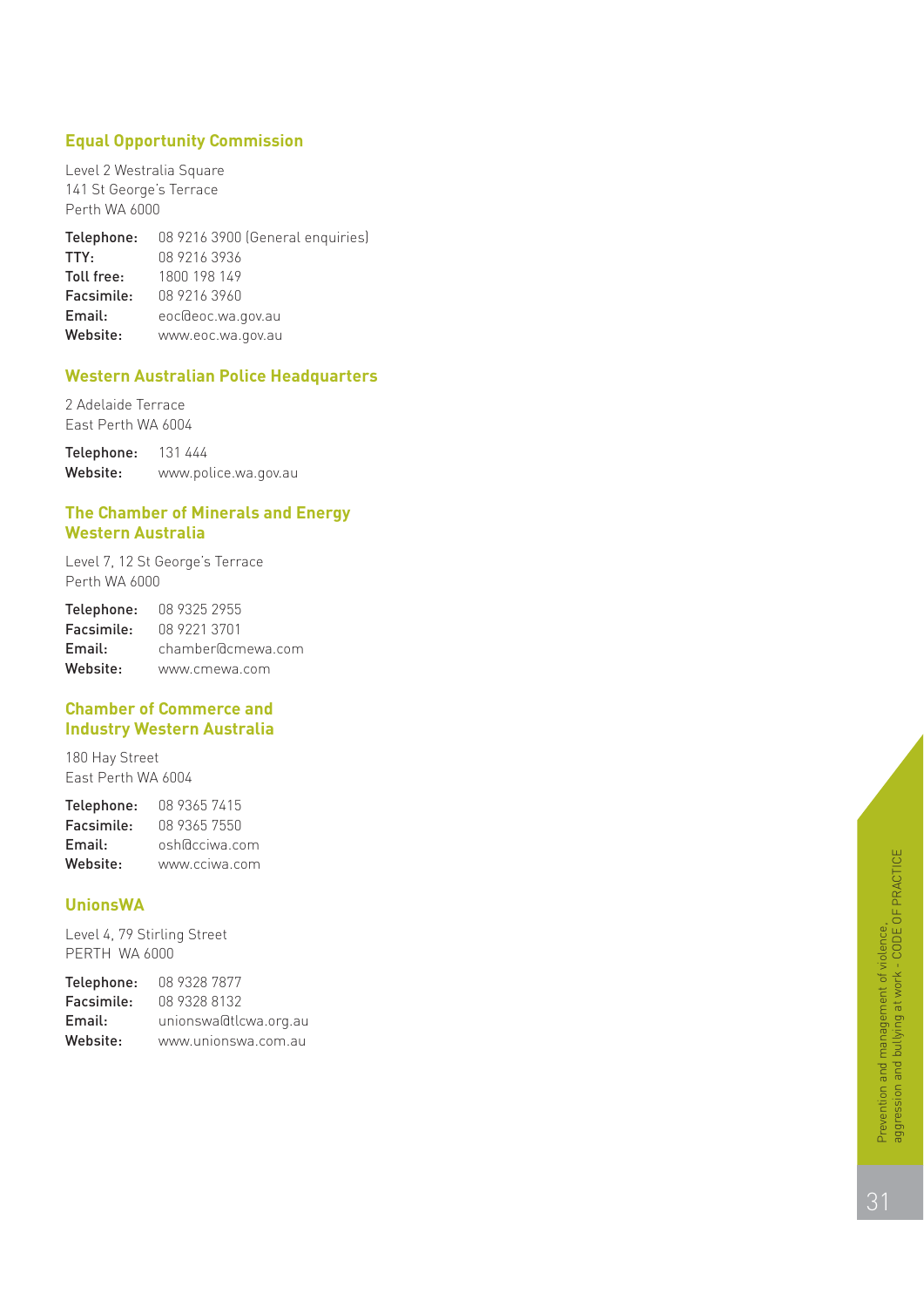### Equal Opportunity Commission

Level 2 Westralia Square
141 St George's Terrace
Perth WA 6000

**Telephone:** 08 9216 3900 (General enquiries)
**TTY:** 08 9216 3936
**Toll free:** 1800 198 149
**Facsimile:** 08 9216 3960
**Email:** eoc@eoc.wa.gov.au
**Website:** www.eoc.wa.gov.au

### Western Australian Police Headquarters

2 Adelaide Terrace
East Perth WA 6004

**Telephone:** 131 444
**Website:** www.police.wa.gov.au

### The Chamber of Minerals and Energy Western Australia

Level 7, 12 St George's Terrace
Perth WA 6000

**Telephone:** 08 9325 2955
**Facsimile:** 08 9221 3701
**Email:** chamber@cmewa.com
**Website:** www.cmewa.com

### Chamber of Commerce and Industry Western Australia

180 Hay Street
East Perth WA 6004

**Telephone:** 08 9365 7415
**Facsimile:** 08 9365 7550
**Email:** osh@cciwa.com
**Website:** www.cciwa.com

### UnionsWA

Level 4, 79 Stirling Street
PERTH WA 6000

**Telephone:** 08 9328 7877
**Facsimile:** 08 9328 8132
**Email:** unionswa@tlcwa.org.au
**Website:** www.unionswa.com.au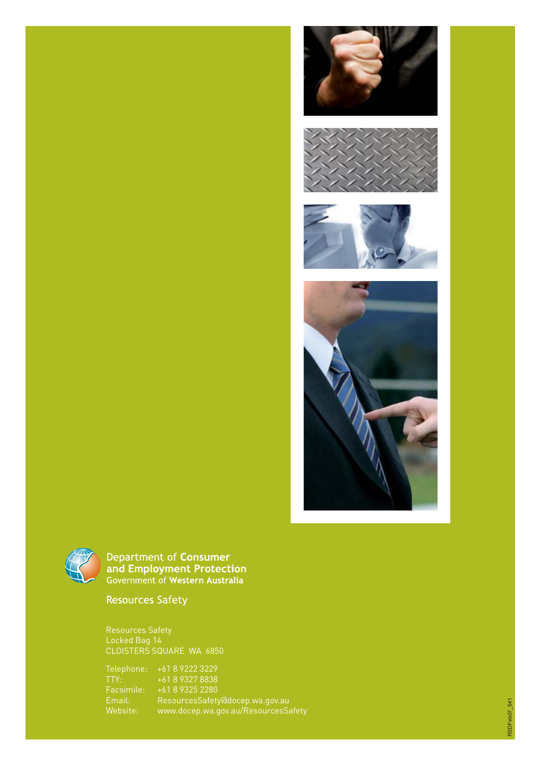Department of **Consumer and Employment Protection**
Government of **Western Australia**

Resources Safety

Resources Safety
Locked Bag 14
CLOISTERS SQUARE WA 6850

| | |
|---|---|
| Telephone: | +61 8 9222 3229 |
| TTY: | +61 8 9327 8838 |
| Facsimile: | +61 8 9325 2280 |
| Email: | ResourcesSafety@docep.wa.gov.au |
| Website: | www.docep.wa.gov.au/ResourcesSafety |

RSDFeb07_541